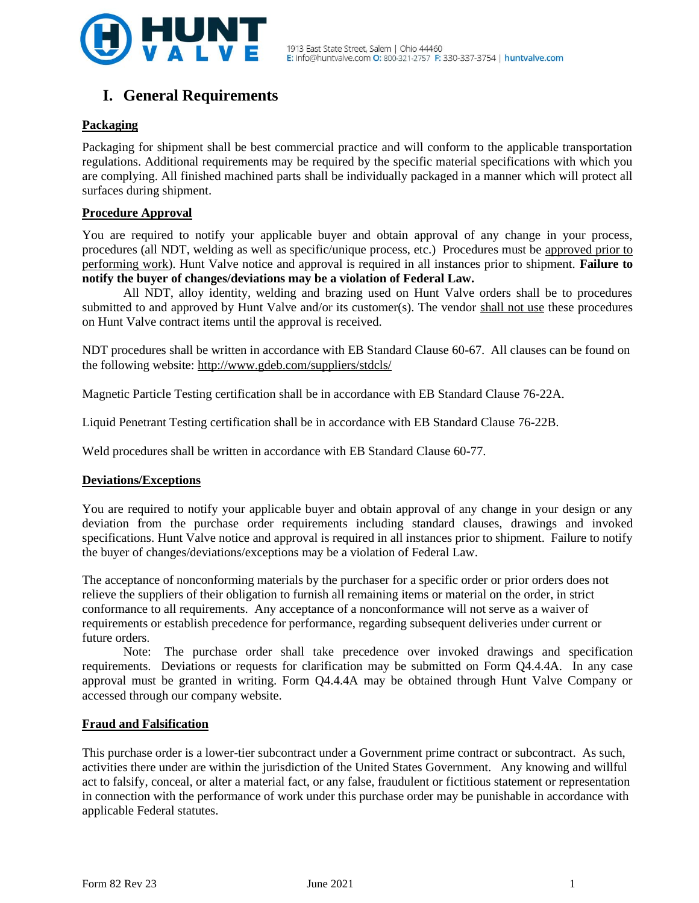# I. General Requirements

## Packaging

Packaging for shipment shall be best commercial practice and will conform to the applicable transportation regulations. Additional requirements may be required by the specific material specifications with which you are complying. All finished machined parts shall be individually packaged in a manner which will protect all surfaces during shipment.

## Procedure Approval

You are required to notify your applicable buyer and obtain approval of any change in your process, procedures (all NDT, welding as well as specific/unique process, etc.) Procedures must be approved prior to performing work). Hunt Valve notice and approval is required in all instances prior to shipment. **Failure to notify the buyer of changes/deviations may be a violation of Federal Law.**

All NDT, alloy identity, welding and brazing used on Hunt Valve orders shall be to procedures submitted to and approved by Hunt Valve and/or its customer(s). The vendor shall not use these procedures on Hunt Valve contract items until the approval is received.

NDT procedures shall be written in accordance with EB Standard Clause 60-67. All clauses can be found on the following website: http://www.gdeb.com/suppliers/stdcls/

Magnetic Particle Testing certification shall be in accordance with EB Standard Clause 76-22A.

Liquid Penetrant Testing certification shall be in accordance with EB Standard Clause 76-22B.

Weld procedures shall be written in accordance with EB Standard Clause 60-77.

## Deviations/Exceptions

You are required to notify your applicable buyer and obtain approval of any change in your design or any deviation from the purchase order requirements including standard clauses, drawings and invoked specifications. Hunt Valve notice and approval is required in all instances prior to shipment. Failure to notify the buyer of changes/deviations/exceptions may be a violation of Federal Law.

The acceptance of nonconforming materials by the purchaser for a specific order or prior orders does not relieve the suppliers of their obligation to furnish all remaining items or material on the order, in strict conformance to all requirements. Any acceptance of a nonconformance will not serve as a waiver of requirements or establish precedence for performance, regarding subsequent deliveries under current or future orders.

Note: The purchase order shall take precedence over invoked drawings and specification requirements. Deviations or requests for clarification may be submitted on Form Q4.4.4A. In any case approval must be granted in writing. Form Q4.4.4A may be obtained through Hunt Valve Company or accessed through our company website.

## Fraud and Falsification

This purchase order is a lower-tier subcontract under a Government prime contract or subcontract. As such, activities there under are within the jurisdiction of the United States Government. Any knowing and willful act to falsify, conceal, or alter a material fact, or any false, fraudulent or fictitious statement or representation in connection with the performance of work under this purchase order may be punishable in accordance with applicable Federal statutes.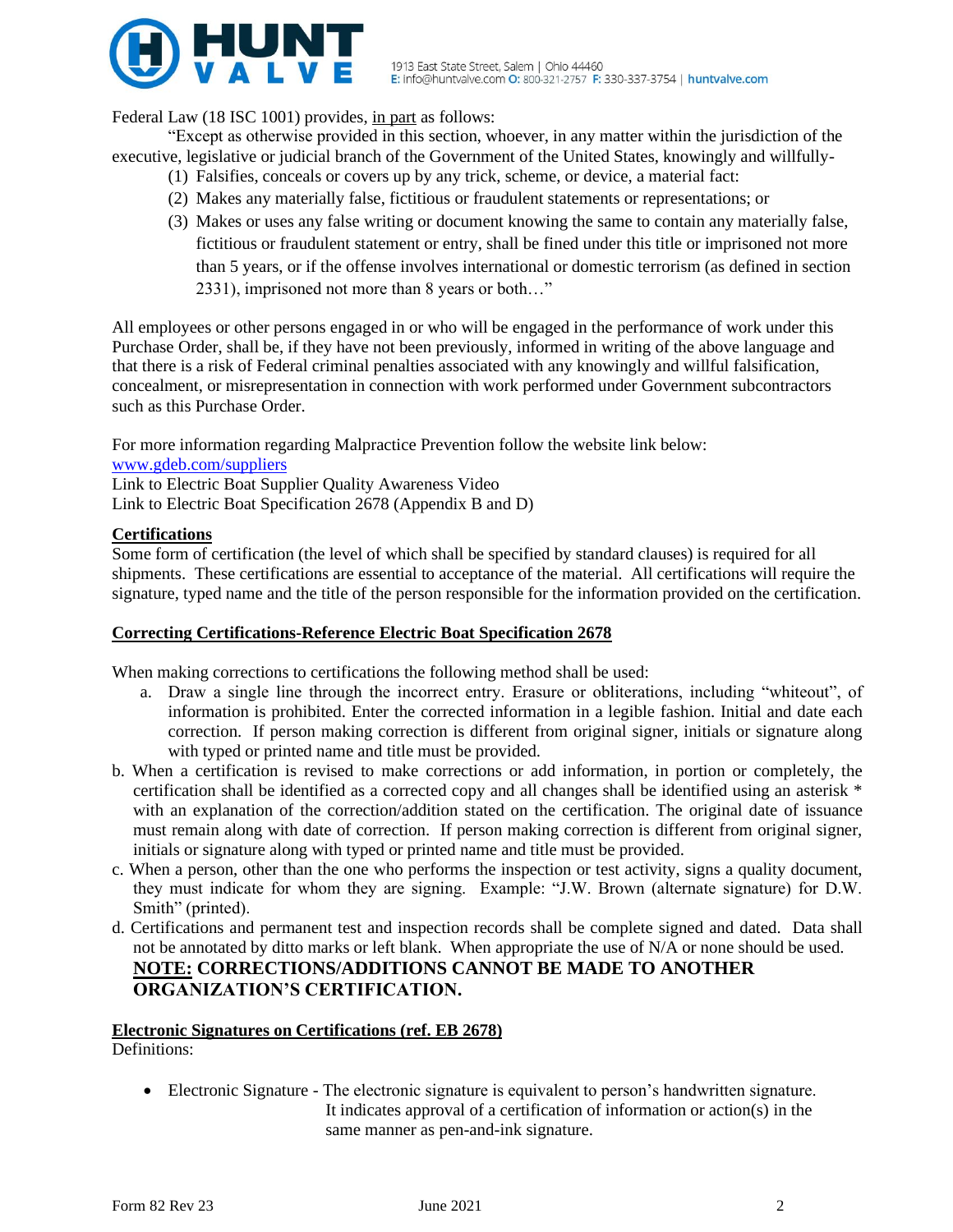Federal Law (18 ISC 1001) provides, in part as follows:

"Except as otherwise provided in this section, whoever, in any matter within the jurisdiction of the executive, legislative or judicial branch of the Government of the United States, knowingly and willfully-

(1) Falsifies, conceals or covers up by any trick, scheme, or device, a material fact:
(2) Makes any materially false, fictitious or fraudulent statements or representations; or
(3) Makes or uses any false writing or document knowing the same to contain any materially false, fictitious or fraudulent statement or entry, shall be fined under this title or imprisoned not more than 5 years, or if the offense involves international or domestic terrorism (as defined in section 2331), imprisoned not more than 8 years or both…"

All employees or other persons engaged in or who will be engaged in the performance of work under this Purchase Order, shall be, if they have not been previously, informed in writing of the above language and that there is a risk of Federal criminal penalties associated with any knowingly and willful falsification, concealment, or misrepresentation in connection with work performed under Government subcontractors such as this Purchase Order.

For more information regarding Malpractice Prevention follow the website link below:
www.gdeb.com/suppliers
Link to Electric Boat Supplier Quality Awareness Video
Link to Electric Boat Specification 2678 (Appendix B and D)

**Certifications**

Some form of certification (the level of which shall be specified by standard clauses) is required for all shipments. These certifications are essential to acceptance of the material. All certifications will require the signature, typed name and the title of the person responsible for the information provided on the certification.

**Correcting Certifications-Reference Electric Boat Specification 2678**

When making corrections to certifications the following method shall be used:

a. Draw a single line through the incorrect entry. Erasure or obliterations, including "whiteout", of information is prohibited. Enter the corrected information in a legible fashion. Initial and date each correction. If person making correction is different from original signer, initials or signature along with typed or printed name and title must be provided.
b. When a certification is revised to make corrections or add information, in portion or completely, the certification shall be identified as a corrected copy and all changes shall be identified using an asterisk * with an explanation of the correction/addition stated on the certification. The original date of issuance must remain along with date of correction. If person making correction is different from original signer, initials or signature along with typed or printed name and title must be provided.
c. When a person, other than the one who performs the inspection or test activity, signs a quality document, they must indicate for whom they are signing. Example: "J.W. Brown (alternate signature) for D.W. Smith" (printed).
d. Certifications and permanent test and inspection records shall be complete signed and dated. Data shall not be annotated by ditto marks or left blank. When appropriate the use of N/A or none should be used.

**NOTE: CORRECTIONS/ADDITIONS CANNOT BE MADE TO ANOTHER ORGANIZATION'S CERTIFICATION.**

**Electronic Signatures on Certifications (ref. EB 2678)**

Definitions:

- Electronic Signature - The electronic signature is equivalent to person's handwritten signature. It indicates approval of a certification of information or action(s) in the same manner as pen-and-ink signature.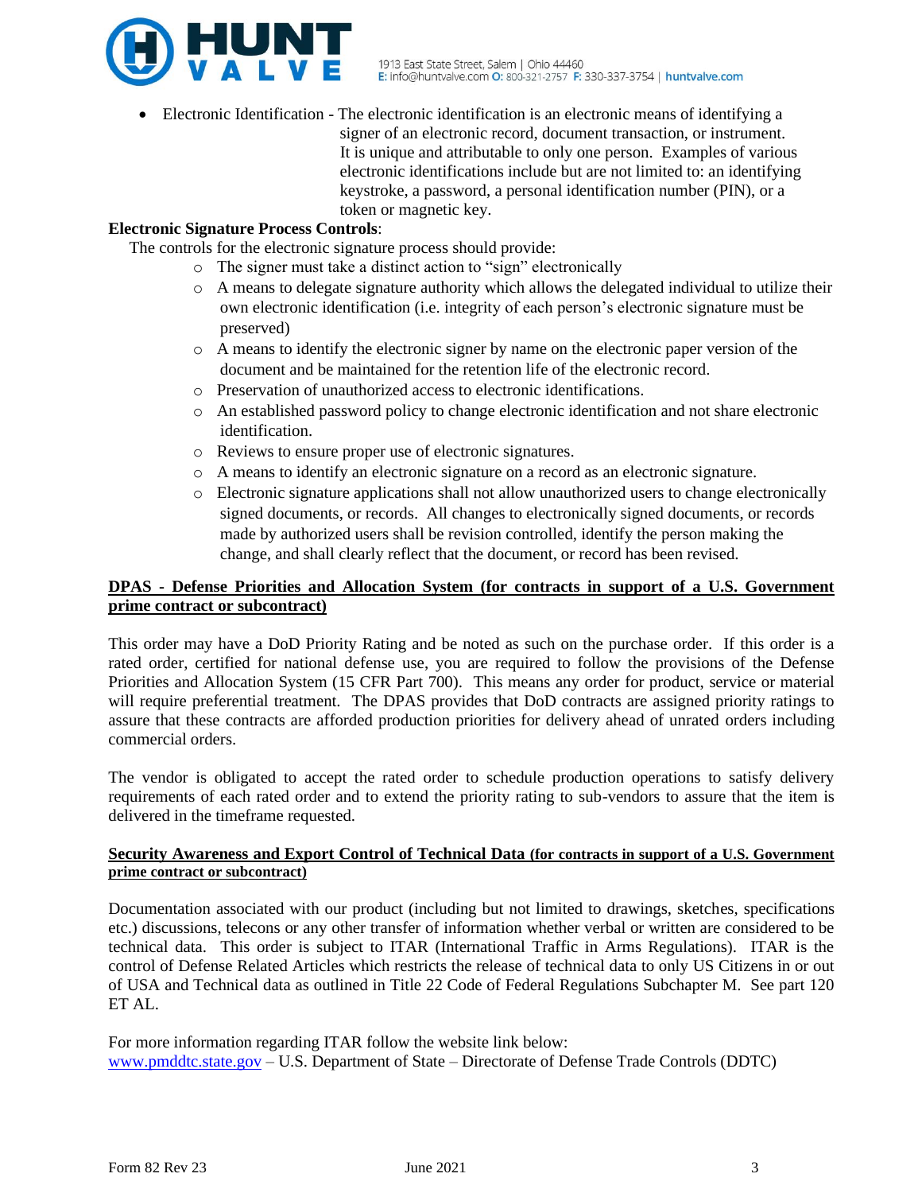- Electronic Identification - The electronic identification is an electronic means of identifying a signer of an electronic record, document transaction, or instrument. It is unique and attributable to only one person. Examples of various electronic identifications include but are not limited to: an identifying keystroke, a password, a personal identification number (PIN), or a token or magnetic key.

**Electronic Signature Process Controls**:

The controls for the electronic signature process should provide:

- The signer must take a distinct action to "sign" electronically
- A means to delegate signature authority which allows the delegated individual to utilize their own electronic identification (i.e. integrity of each person's electronic signature must be preserved)
- A means to identify the electronic signer by name on the electronic paper version of the document and be maintained for the retention life of the electronic record.
- Preservation of unauthorized access to electronic identifications.
- An established password policy to change electronic identification and not share electronic identification.
- Reviews to ensure proper use of electronic signatures.
- A means to identify an electronic signature on a record as an electronic signature.
- Electronic signature applications shall not allow unauthorized users to change electronically signed documents, or records. All changes to electronically signed documents, or records made by authorized users shall be revision controlled, identify the person making the change, and shall clearly reflect that the document, or record has been revised.

**DPAS - Defense Priorities and Allocation System (for contracts in support of a U.S. Government prime contract or subcontract)**

This order may have a DoD Priority Rating and be noted as such on the purchase order. If this order is a rated order, certified for national defense use, you are required to follow the provisions of the Defense Priorities and Allocation System (15 CFR Part 700). This means any order for product, service or material will require preferential treatment. The DPAS provides that DoD contracts are assigned priority ratings to assure that these contracts are afforded production priorities for delivery ahead of unrated orders including commercial orders.

The vendor is obligated to accept the rated order to schedule production operations to satisfy delivery requirements of each rated order and to extend the priority rating to sub-vendors to assure that the item is delivered in the timeframe requested.

**Security Awareness and Export Control of Technical Data (for contracts in support of a U.S. Government prime contract or subcontract)**

Documentation associated with our product (including but not limited to drawings, sketches, specifications etc.) discussions, telecons or any other transfer of information whether verbal or written are considered to be technical data. This order is subject to ITAR (International Traffic in Arms Regulations). ITAR is the control of Defense Related Articles which restricts the release of technical data to only US Citizens in or out of USA and Technical data as outlined in Title 22 Code of Federal Regulations Subchapter M. See part 120 ET AL.

For more information regarding ITAR follow the website link below:
www.pmddtc.state.gov – U.S. Department of State – Directorate of Defense Trade Controls (DDTC)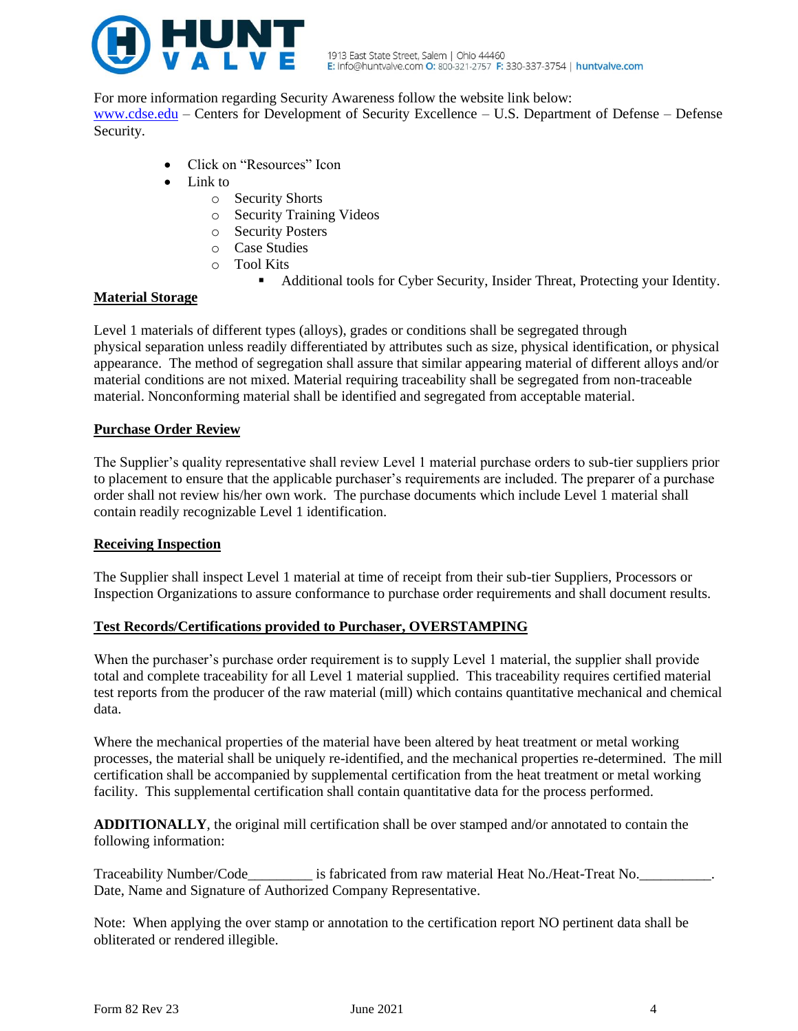For more information regarding Security Awareness follow the website link below:
www.cdse.edu – Centers for Development of Security Excellence – U.S. Department of Defense – Defense Security.

- Click on "Resources" Icon
- Link to
  - Security Shorts
  - Security Training Videos
  - Security Posters
  - Case Studies
  - Tool Kits
    - Additional tools for Cyber Security, Insider Threat, Protecting your Identity.

**Material Storage**

Level 1 materials of different types (alloys), grades or conditions shall be segregated through physical separation unless readily differentiated by attributes such as size, physical identification, or physical appearance. The method of segregation shall assure that similar appearing material of different alloys and/or material conditions are not mixed. Material requiring traceability shall be segregated from non-traceable material. Nonconforming material shall be identified and segregated from acceptable material.

**Purchase Order Review**

The Supplier's quality representative shall review Level 1 material purchase orders to sub-tier suppliers prior to placement to ensure that the applicable purchaser's requirements are included. The preparer of a purchase order shall not review his/her own work. The purchase documents which include Level 1 material shall contain readily recognizable Level 1 identification.

**Receiving Inspection**

The Supplier shall inspect Level 1 material at time of receipt from their sub-tier Suppliers, Processors or Inspection Organizations to assure conformance to purchase order requirements and shall document results.

**Test Records/Certifications provided to Purchaser, OVERSTAMPING**

When the purchaser's purchase order requirement is to supply Level 1 material, the supplier shall provide total and complete traceability for all Level 1 material supplied. This traceability requires certified material test reports from the producer of the raw material (mill) which contains quantitative mechanical and chemical data.

Where the mechanical properties of the material have been altered by heat treatment or metal working processes, the material shall be uniquely re-identified, and the mechanical properties re-determined. The mill certification shall be accompanied by supplemental certification from the heat treatment or metal working facility. This supplemental certification shall contain quantitative data for the process performed.

**ADDITIONALLY**, the original mill certification shall be over stamped and/or annotated to contain the following information:

Traceability Number/Code_________ is fabricated from raw material Heat No./Heat-Treat No.__________.
Date, Name and Signature of Authorized Company Representative.

Note: When applying the over stamp or annotation to the certification report NO pertinent data shall be obliterated or rendered illegible.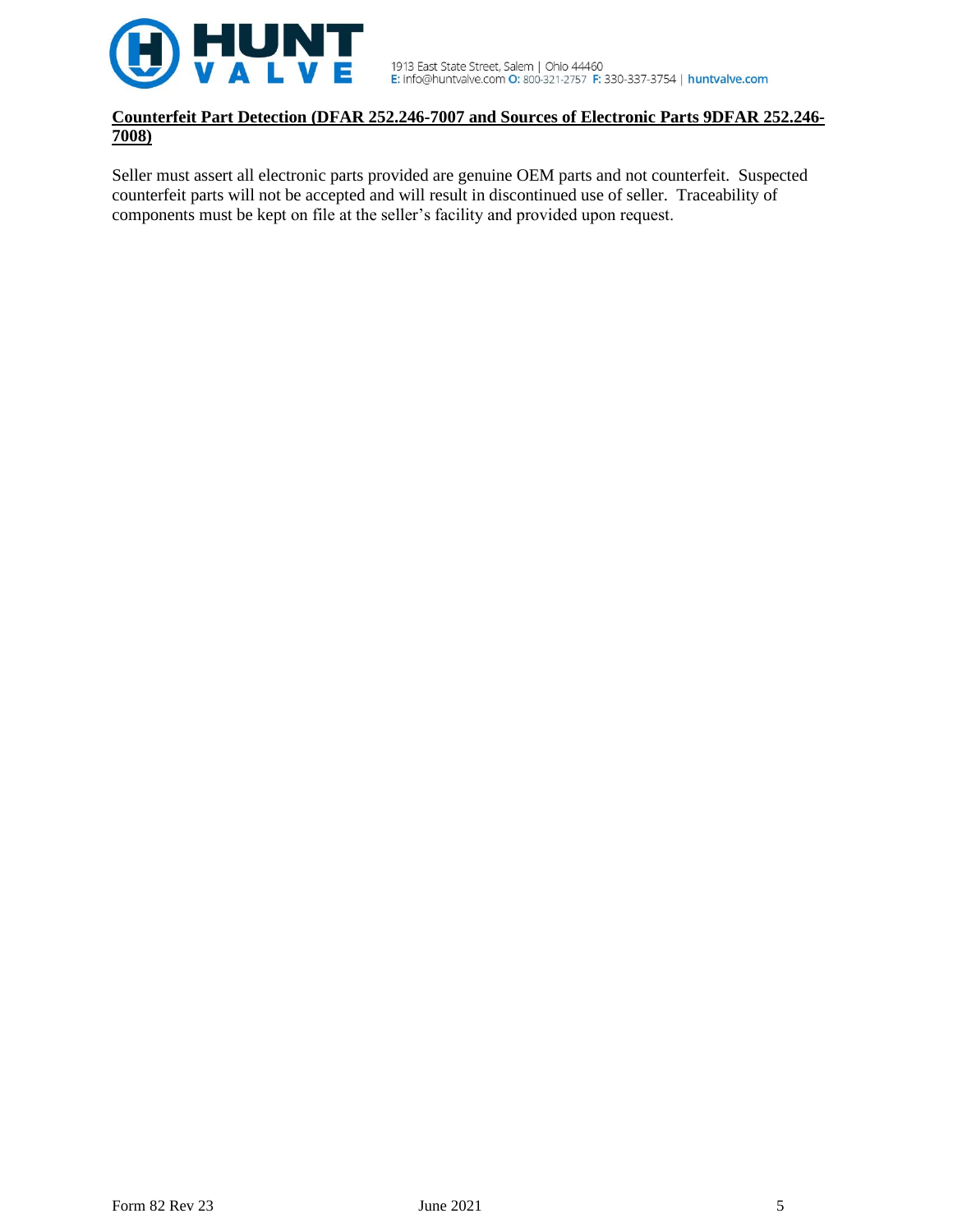**Counterfeit Part Detection (DFAR 252.246-7007 and Sources of Electronic Parts 9DFAR 252.246-7008)**

Seller must assert all electronic parts provided are genuine OEM parts and not counterfeit. Suspected counterfeit parts will not be accepted and will result in discontinued use of seller. Traceability of components must be kept on file at the seller's facility and provided upon request.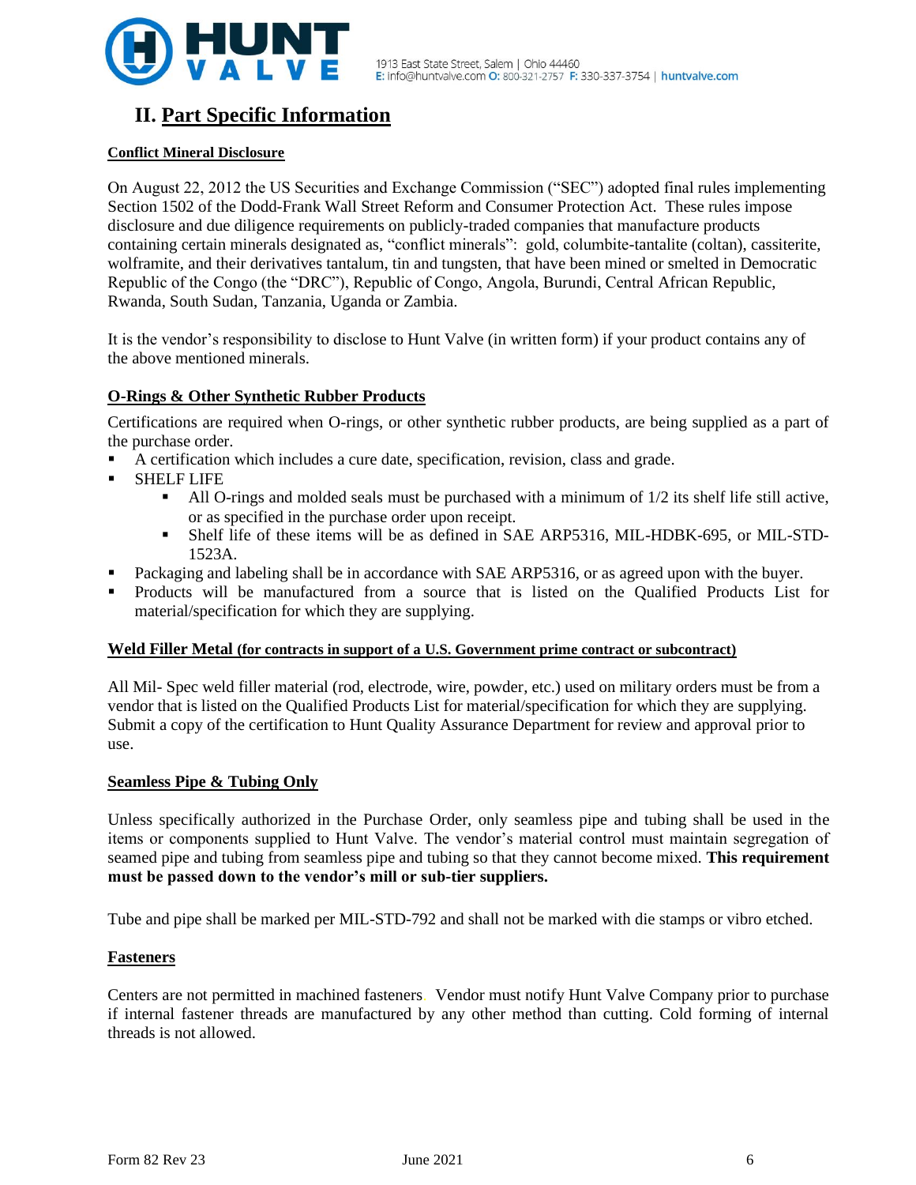## II. Part Specific Information

**Conflict Mineral Disclosure**

On August 22, 2012 the US Securities and Exchange Commission ("SEC") adopted final rules implementing Section 1502 of the Dodd-Frank Wall Street Reform and Consumer Protection Act. These rules impose disclosure and due diligence requirements on publicly-traded companies that manufacture products containing certain minerals designated as, "conflict minerals": gold, columbite-tantalite (coltan), cassiterite, wolframite, and their derivatives tantalum, tin and tungsten, that have been mined or smelted in Democratic Republic of the Congo (the "DRC"), Republic of Congo, Angola, Burundi, Central African Republic, Rwanda, South Sudan, Tanzania, Uganda or Zambia.

It is the vendor's responsibility to disclose to Hunt Valve (in written form) if your product contains any of the above mentioned minerals.

**O-Rings & Other Synthetic Rubber Products**

Certifications are required when O-rings, or other synthetic rubber products, are being supplied as a part of the purchase order.

- A certification which includes a cure date, specification, revision, class and grade.
- SHELF LIFE
    - All O-rings and molded seals must be purchased with a minimum of 1/2 its shelf life still active, or as specified in the purchase order upon receipt.
    - Shelf life of these items will be as defined in SAE ARP5316, MIL-HDBK-695, or MIL-STD-1523A.
- Packaging and labeling shall be in accordance with SAE ARP5316, or as agreed upon with the buyer.
- Products will be manufactured from a source that is listed on the Qualified Products List for material/specification for which they are supplying.

**Weld Filler Metal (for contracts in support of a U.S. Government prime contract or subcontract)**

All Mil- Spec weld filler material (rod, electrode, wire, powder, etc.) used on military orders must be from a vendor that is listed on the Qualified Products List for material/specification for which they are supplying. Submit a copy of the certification to Hunt Quality Assurance Department for review and approval prior to use.

**Seamless Pipe & Tubing Only**

Unless specifically authorized in the Purchase Order, only seamless pipe and tubing shall be used in the items or components supplied to Hunt Valve. The vendor's material control must maintain segregation of seamed pipe and tubing from seamless pipe and tubing so that they cannot become mixed. **This requirement must be passed down to the vendor's mill or sub-tier suppliers.**

Tube and pipe shall be marked per MIL-STD-792 and shall not be marked with die stamps or vibro etched.

**Fasteners**

Centers are not permitted in machined fasteners. Vendor must notify Hunt Valve Company prior to purchase if internal fastener threads are manufactured by any other method than cutting. Cold forming of internal threads is not allowed.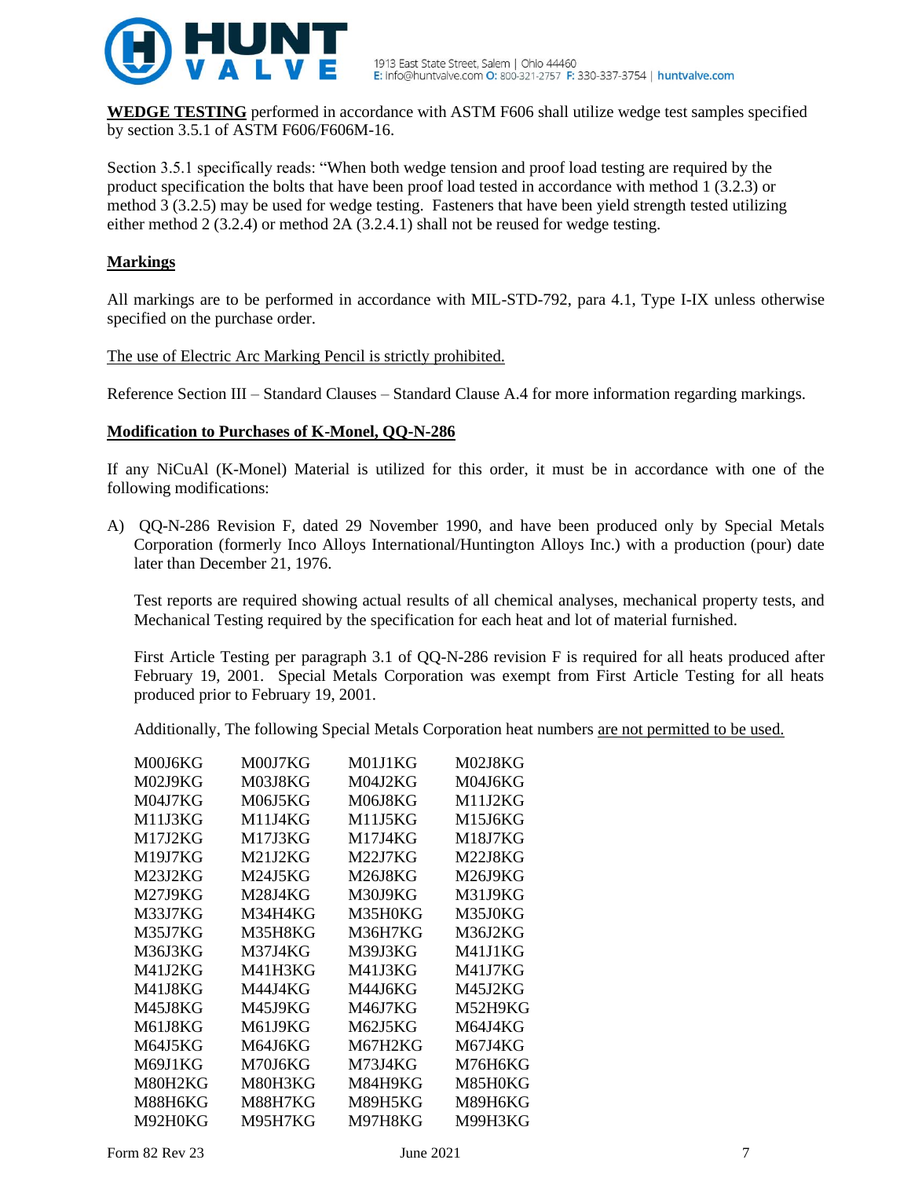**WEDGE TESTING** performed in accordance with ASTM F606 shall utilize wedge test samples specified by section 3.5.1 of ASTM F606/F606M-16.

Section 3.5.1 specifically reads: "When both wedge tension and proof load testing are required by the product specification the bolts that have been proof load tested in accordance with method 1 (3.2.3) or method 3 (3.2.5) may be used for wedge testing. Fasteners that have been yield strength tested utilizing either method 2 (3.2.4) or method 2A (3.2.4.1) shall not be reused for wedge testing.

**Markings**

All markings are to be performed in accordance with MIL-STD-792, para 4.1, Type I-IX unless otherwise specified on the purchase order.

The use of Electric Arc Marking Pencil is strictly prohibited.

Reference Section III – Standard Clauses – Standard Clause A.4 for more information regarding markings.

**Modification to Purchases of K-Monel, QQ-N-286**

If any NiCuAl (K-Monel) Material is utilized for this order, it must be in accordance with one of the following modifications:

A) QQ-N-286 Revision F, dated 29 November 1990, and have been produced only by Special Metals Corporation (formerly Inco Alloys International/Huntington Alloys Inc.) with a production (pour) date later than December 21, 1976.

Test reports are required showing actual results of all chemical analyses, mechanical property tests, and Mechanical Testing required by the specification for each heat and lot of material furnished.

First Article Testing per paragraph 3.1 of QQ-N-286 revision F is required for all heats produced after February 19, 2001. Special Metals Corporation was exempt from First Article Testing for all heats produced prior to February 19, 2001.

Additionally, The following Special Metals Corporation heat numbers are not permitted to be used.

| | | | |
|---|---|---|---|
| M00J6KG | M00J7KG | M01J1KG | M02J8KG |
| M02J9KG | M03J8KG | M04J2KG | M04J6KG |
| M04J7KG | M06J5KG | M06J8KG | M11J2KG |
| M11J3KG | M11J4KG | M11J5KG | M15J6KG |
| M17J2KG | M17J3KG | M17J4KG | M18J7KG |
| M19J7KG | M21J2KG | M22J7KG | M22J8KG |
| M23J2KG | M24J5KG | M26J8KG | M26J9KG |
| M27J9KG | M28J4KG | M30J9KG | M31J9KG |
| M33J7KG | M34H4KG | M35H0KG | M35J0KG |
| M35J7KG | M35H8KG | M36H7KG | M36J2KG |
| M36J3KG | M37J4KG | M39J3KG | M41J1KG |
| M41J2KG | M41H3KG | M41J3KG | M41J7KG |
| M41J8KG | M44J4KG | M44J6KG | M45J2KG |
| M45J8KG | M45J9KG | M46J7KG | M52H9KG |
| M61J8KG | M61J9KG | M62J5KG | M64J4KG |
| M64J5KG | M64J6KG | M67H2KG | M67J4KG |
| M69J1KG | M70J6KG | M73J4KG | M76H6KG |
| M80H2KG | M80H3KG | M84H9KG | M85H0KG |
| M88H6KG | M88H7KG | M89H5KG | M89H6KG |
| M92H0KG | M95H7KG | M97H8KG | M99H3KG |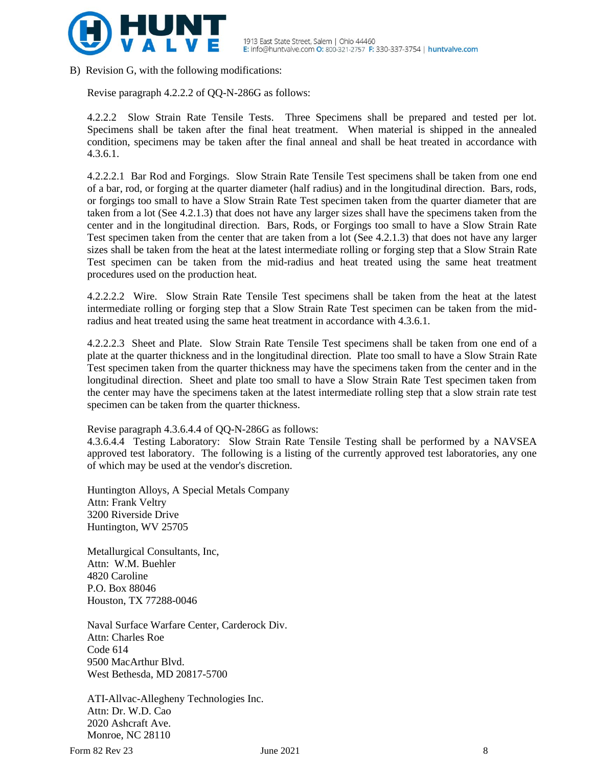B) Revision G, with the following modifications:

Revise paragraph 4.2.2.2 of QQ-N-286G as follows:

4.2.2.2 Slow Strain Rate Tensile Tests. Three Specimens shall be prepared and tested per lot. Specimens shall be taken after the final heat treatment. When material is shipped in the annealed condition, specimens may be taken after the final anneal and shall be heat treated in accordance with 4.3.6.1.

4.2.2.2.1 Bar Rod and Forgings. Slow Strain Rate Tensile Test specimens shall be taken from one end of a bar, rod, or forging at the quarter diameter (half radius) and in the longitudinal direction. Bars, rods, or forgings too small to have a Slow Strain Rate Test specimen taken from the quarter diameter that are taken from a lot (See 4.2.1.3) that does not have any larger sizes shall have the specimens taken from the center and in the longitudinal direction. Bars, Rods, or Forgings too small to have a Slow Strain Rate Test specimen taken from the center that are taken from a lot (See 4.2.1.3) that does not have any larger sizes shall be taken from the heat at the latest intermediate rolling or forging step that a Slow Strain Rate Test specimen can be taken from the mid-radius and heat treated using the same heat treatment procedures used on the production heat.

4.2.2.2.2 Wire. Slow Strain Rate Tensile Test specimens shall be taken from the heat at the latest intermediate rolling or forging step that a Slow Strain Rate Test specimen can be taken from the mid-radius and heat treated using the same heat treatment in accordance with 4.3.6.1.

4.2.2.2.3 Sheet and Plate. Slow Strain Rate Tensile Test specimens shall be taken from one end of a plate at the quarter thickness and in the longitudinal direction. Plate too small to have a Slow Strain Rate Test specimen taken from the quarter thickness may have the specimens taken from the center and in the longitudinal direction. Sheet and plate too small to have a Slow Strain Rate Test specimen taken from the center may have the specimens taken at the latest intermediate rolling step that a slow strain rate test specimen can be taken from the quarter thickness.

Revise paragraph 4.3.6.4.4 of QQ-N-286G as follows:

4.3.6.4.4 Testing Laboratory: Slow Strain Rate Tensile Testing shall be performed by a NAVSEA approved test laboratory. The following is a listing of the currently approved test laboratories, any one of which may be used at the vendor's discretion.

Huntington Alloys, A Special Metals Company
Attn: Frank Veltry
3200 Riverside Drive
Huntington, WV 25705

Metallurgical Consultants, Inc,
Attn: W.M. Buehler
4820 Caroline
P.O. Box 88046
Houston, TX 77288-0046

Naval Surface Warfare Center, Carderock Div.
Attn: Charles Roe
Code 614
9500 MacArthur Blvd.
West Bethesda, MD 20817-5700

ATI-Allvac-Allegheny Technologies Inc.
Attn: Dr. W.D. Cao
2020 Ashcraft Ave.
Monroe, NC 28110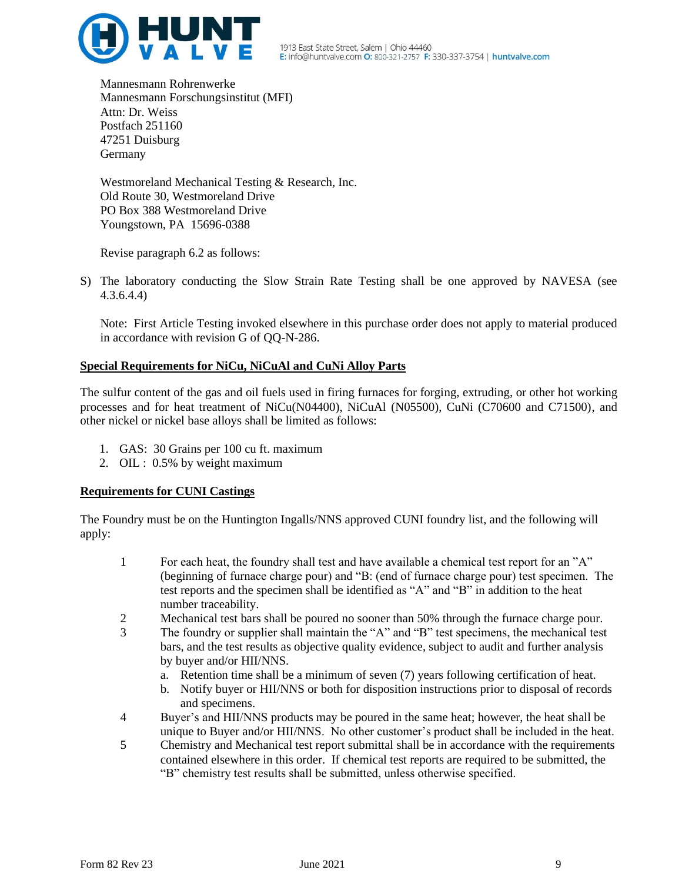Mannesmann Rohrenwerke
Mannesmann Forschungsinstitut (MFI)
Attn: Dr. Weiss
Postfach 251160
47251 Duisburg
Germany

Westmoreland Mechanical Testing & Research, Inc.
Old Route 30, Westmoreland Drive
PO Box 388 Westmoreland Drive
Youngstown, PA  15696-0388

Revise paragraph 6.2 as follows:

S) The laboratory conducting the Slow Strain Rate Testing shall be one approved by NAVESA (see 4.3.6.4.4)

Note: First Article Testing invoked elsewhere in this purchase order does not apply to material produced in accordance with revision G of QQ-N-286.

**Special Requirements for NiCu, NiCuAl and CuNi Alloy Parts**

The sulfur content of the gas and oil fuels used in firing furnaces for forging, extruding, or other hot working processes and for heat treatment of NiCu(N04400), NiCuAl (N05500), CuNi (C70600 and C71500), and other nickel or nickel base alloys shall be limited as follows:

1. GAS: 30 Grains per 100 cu ft. maximum
2. OIL : 0.5% by weight maximum

**Requirements for CUNI Castings**

The Foundry must be on the Huntington Ingalls/NNS approved CUNI foundry list, and the following will apply:

1. For each heat, the foundry shall test and have available a chemical test report for an "A" (beginning of furnace charge pour) and "B: (end of furnace charge pour) test specimen. The test reports and the specimen shall be identified as "A" and "B" in addition to the heat number traceability.
2. Mechanical test bars shall be poured no sooner than 50% through the furnace charge pour.
3. The foundry or supplier shall maintain the "A" and "B" test specimens, the mechanical test bars, and the test results as objective quality evidence, subject to audit and further analysis by buyer and/or HII/NNS.
   a. Retention time shall be a minimum of seven (7) years following certification of heat.
   b. Notify buyer or HII/NNS or both for disposition instructions prior to disposal of records and specimens.
4. Buyer's and HII/NNS products may be poured in the same heat; however, the heat shall be unique to Buyer and/or HII/NNS. No other customer's product shall be included in the heat.
5. Chemistry and Mechanical test report submittal shall be in accordance with the requirements contained elsewhere in this order. If chemical test reports are required to be submitted, the "B" chemistry test results shall be submitted, unless otherwise specified.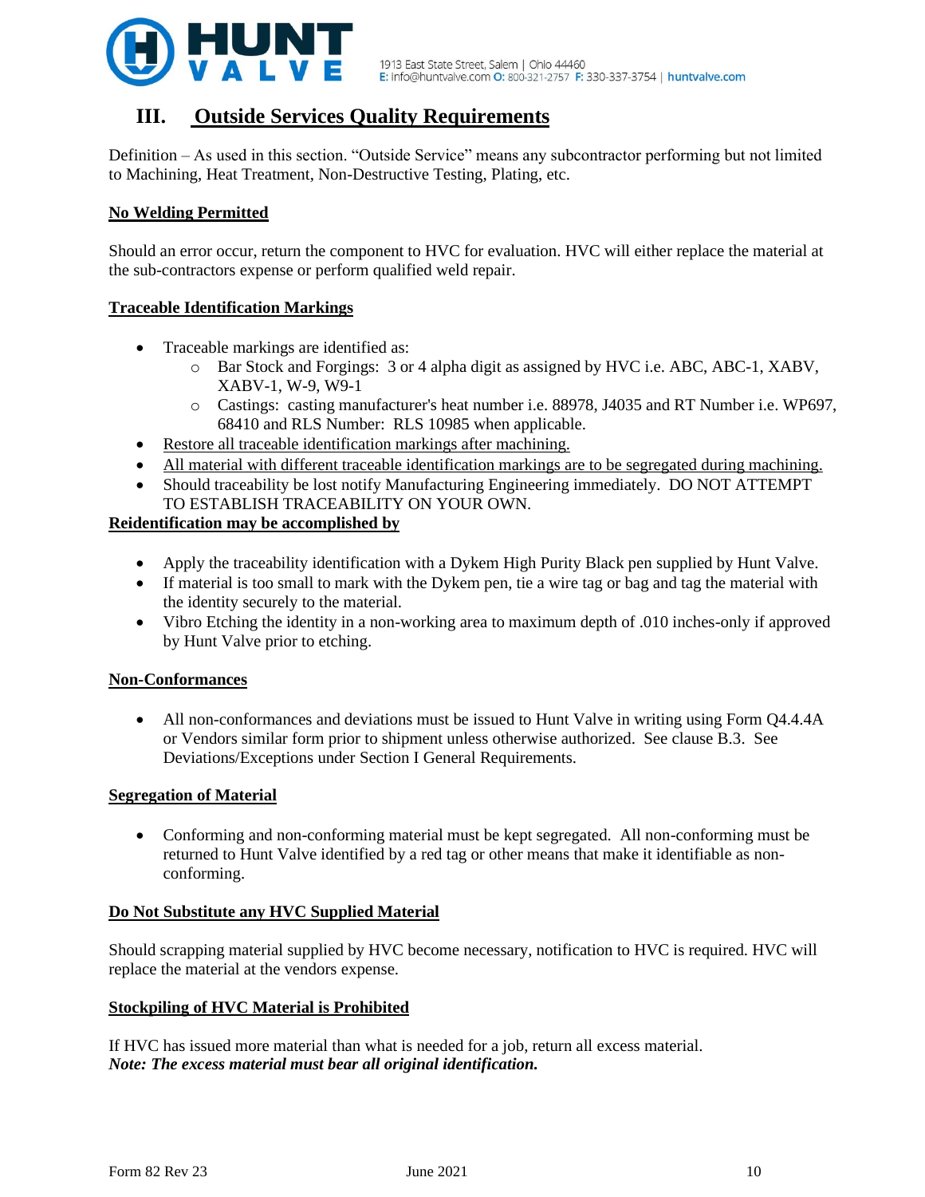## III. Outside Services Quality Requirements

Definition – As used in this section. "Outside Service" means any subcontractor performing but not limited to Machining, Heat Treatment, Non-Destructive Testing, Plating, etc.

**No Welding Permitted**

Should an error occur, return the component to HVC for evaluation. HVC will either replace the material at the sub-contractors expense or perform qualified weld repair.

**Traceable Identification Markings**

- Traceable markings are identified as:
  - Bar Stock and Forgings: 3 or 4 alpha digit as assigned by HVC i.e. ABC, ABC-1, XABV, XABV-1, W-9, W9-1
  - Castings: casting manufacturer's heat number i.e. 88978, J4035 and RT Number i.e. WP697, 68410 and RLS Number: RLS 10985 when applicable.
- Restore all traceable identification markings after machining.
- All material with different traceable identification markings are to be segregated during machining.
- Should traceability be lost notify Manufacturing Engineering immediately. DO NOT ATTEMPT TO ESTABLISH TRACEABILITY ON YOUR OWN.

**Reidentification may be accomplished by**

- Apply the traceability identification with a Dykem High Purity Black pen supplied by Hunt Valve.
- If material is too small to mark with the Dykem pen, tie a wire tag or bag and tag the material with the identity securely to the material.
- Vibro Etching the identity in a non-working area to maximum depth of .010 inches-only if approved by Hunt Valve prior to etching.

**Non-Conformances**

- All non-conformances and deviations must be issued to Hunt Valve in writing using Form Q4.4.4A or Vendors similar form prior to shipment unless otherwise authorized. See clause B.3. See Deviations/Exceptions under Section I General Requirements.

**Segregation of Material**

- Conforming and non-conforming material must be kept segregated. All non-conforming must be returned to Hunt Valve identified by a red tag or other means that make it identifiable as non-conforming.

**Do Not Substitute any HVC Supplied Material**

Should scrapping material supplied by HVC become necessary, notification to HVC is required. HVC will replace the material at the vendors expense.

**Stockpiling of HVC Material is Prohibited**

If HVC has issued more material than what is needed for a job, return all excess material.
***Note: The excess material must bear all original identification.***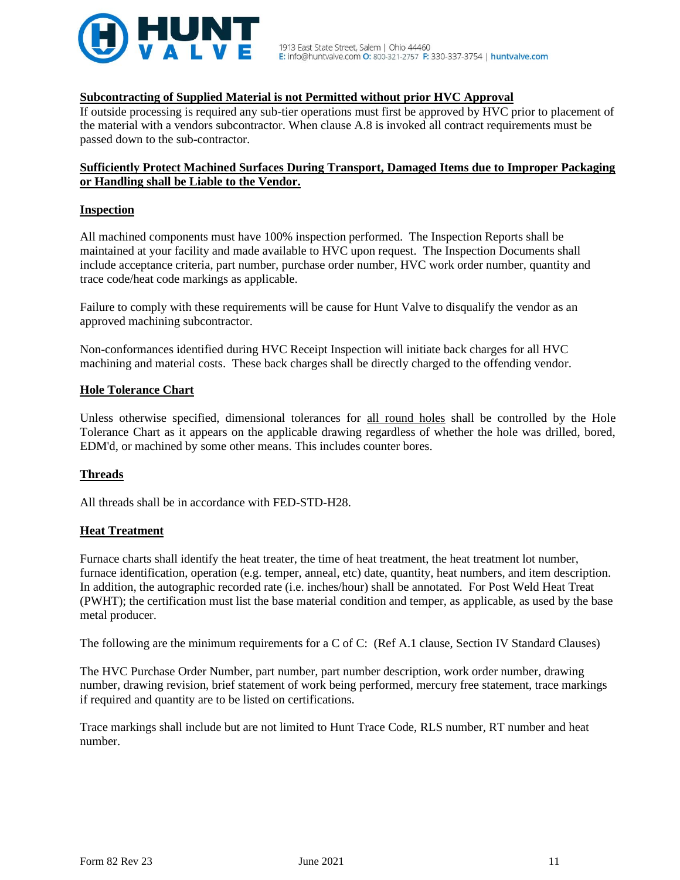**Subcontracting of Supplied Material is not Permitted without prior HVC Approval**

If outside processing is required any sub-tier operations must first be approved by HVC prior to placement of the material with a vendors subcontractor. When clause A.8 is invoked all contract requirements must be passed down to the sub-contractor.

**Sufficiently Protect Machined Surfaces During Transport, Damaged Items due to Improper Packaging or Handling shall be Liable to the Vendor.**

**Inspection**

All machined components must have 100% inspection performed. The Inspection Reports shall be maintained at your facility and made available to HVC upon request. The Inspection Documents shall include acceptance criteria, part number, purchase order number, HVC work order number, quantity and trace code/heat code markings as applicable.

Failure to comply with these requirements will be cause for Hunt Valve to disqualify the vendor as an approved machining subcontractor.

Non-conformances identified during HVC Receipt Inspection will initiate back charges for all HVC machining and material costs. These back charges shall be directly charged to the offending vendor.

**Hole Tolerance Chart**

Unless otherwise specified, dimensional tolerances for all round holes shall be controlled by the Hole Tolerance Chart as it appears on the applicable drawing regardless of whether the hole was drilled, bored, EDM'd, or machined by some other means. This includes counter bores.

**Threads**

All threads shall be in accordance with FED-STD-H28.

**Heat Treatment**

Furnace charts shall identify the heat treater, the time of heat treatment, the heat treatment lot number, furnace identification, operation (e.g. temper, anneal, etc) date, quantity, heat numbers, and item description. In addition, the autographic recorded rate (i.e. inches/hour) shall be annotated. For Post Weld Heat Treat (PWHT); the certification must list the base material condition and temper, as applicable, as used by the base metal producer.

The following are the minimum requirements for a C of C: (Ref A.1 clause, Section IV Standard Clauses)

The HVC Purchase Order Number, part number, part number description, work order number, drawing number, drawing revision, brief statement of work being performed, mercury free statement, trace markings if required and quantity are to be listed on certifications.

Trace markings shall include but are not limited to Hunt Trace Code, RLS number, RT number and heat number.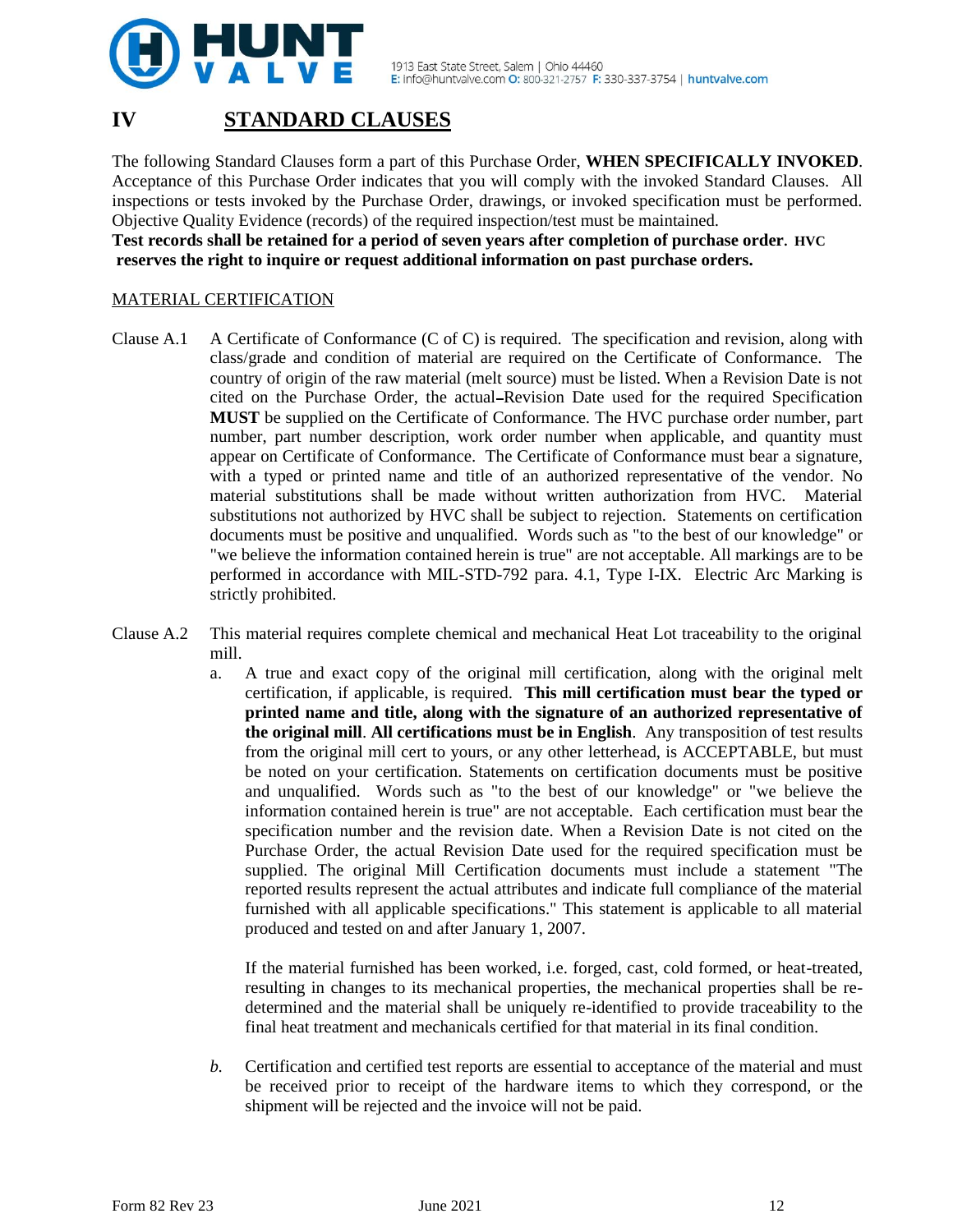# IV STANDARD CLAUSES

The following Standard Clauses form a part of this Purchase Order, **WHEN SPECIFICALLY INVOKED**. Acceptance of this Purchase Order indicates that you will comply with the invoked Standard Clauses. All inspections or tests invoked by the Purchase Order, drawings, or invoked specification must be performed. Objective Quality Evidence (records) of the required inspection/test must be maintained.

**Test records shall be retained for a period of seven years after completion of purchase order. HVC reserves the right to inquire or request additional information on past purchase orders.**

## MATERIAL CERTIFICATION

Clause A.1 A Certificate of Conformance (C of C) is required. The specification and revision, along with class/grade and condition of material are required on the Certificate of Conformance. The country of origin of the raw material (melt source) must be listed. When a Revision Date is not cited on the Purchase Order, the actual Revision Date used for the required Specification **MUST** be supplied on the Certificate of Conformance. The HVC purchase order number, part number, part number description, work order number when applicable, and quantity must appear on Certificate of Conformance. The Certificate of Conformance must bear a signature, with a typed or printed name and title of an authorized representative of the vendor. No material substitutions shall be made without written authorization from HVC. Material substitutions not authorized by HVC shall be subject to rejection. Statements on certification documents must be positive and unqualified. Words such as "to the best of our knowledge" or "we believe the information contained herein is true" are not acceptable. All markings are to be performed in accordance with MIL-STD-792 para. 4.1, Type I-IX. Electric Arc Marking is strictly prohibited.

Clause A.2 This material requires complete chemical and mechanical Heat Lot traceability to the original mill.

a. A true and exact copy of the original mill certification, along with the original melt certification, if applicable, is required. **This mill certification must bear the typed or printed name and title, along with the signature of an authorized representative of the original mill**. **All certifications must be in English**. Any transposition of test results from the original mill cert to yours, or any other letterhead, is ACCEPTABLE, but must be noted on your certification. Statements on certification documents must be positive and unqualified. Words such as "to the best of our knowledge" or "we believe the information contained herein is true" are not acceptable. Each certification must bear the specification number and the revision date. When a Revision Date is not cited on the Purchase Order, the actual Revision Date used for the required specification must be supplied. The original Mill Certification documents must include a statement "The reported results represent the actual attributes and indicate full compliance of the material furnished with all applicable specifications." This statement is applicable to all material produced and tested on and after January 1, 2007.

   If the material furnished has been worked, i.e. forged, cast, cold formed, or heat-treated, resulting in changes to its mechanical properties, the mechanical properties shall be re-determined and the material shall be uniquely re-identified to provide traceability to the final heat treatment and mechanicals certified for that material in its final condition.

*b.* Certification and certified test reports are essential to acceptance of the material and must be received prior to receipt of the hardware items to which they correspond, or the shipment will be rejected and the invoice will not be paid.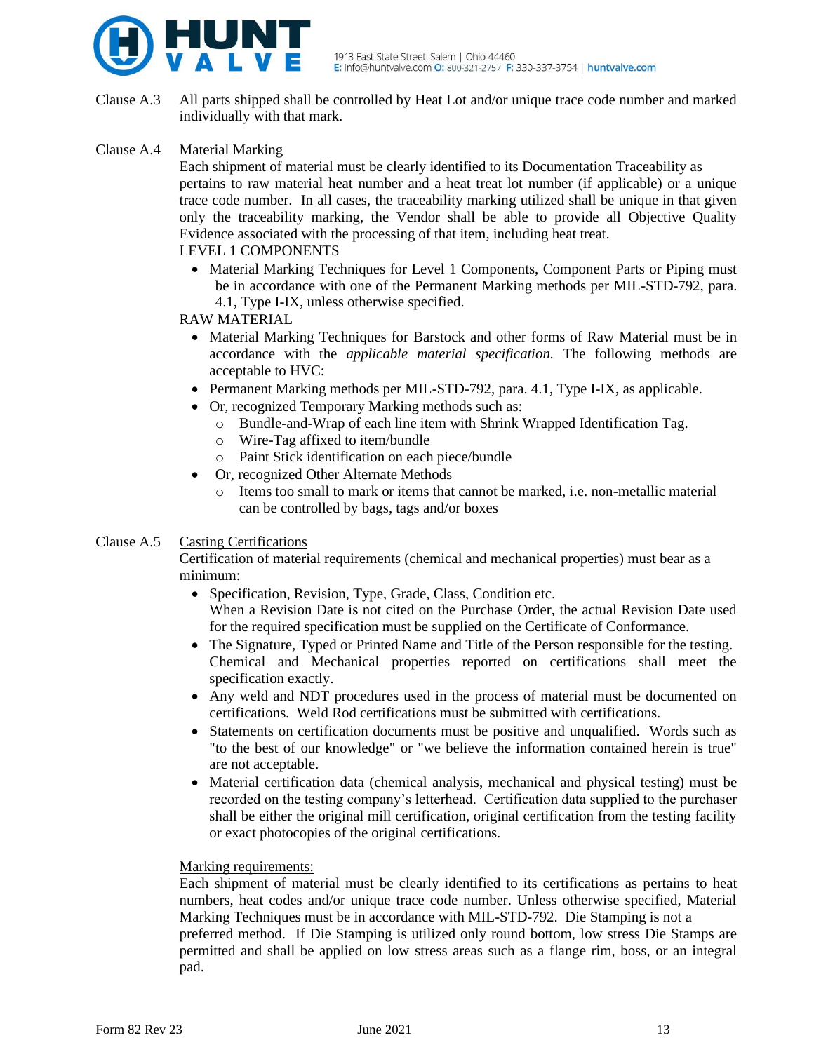Clause A.3 All parts shipped shall be controlled by Heat Lot and/or unique trace code number and marked individually with that mark.

Clause A.4 Material Marking

Each shipment of material must be clearly identified to its Documentation Traceability as pertains to raw material heat number and a heat treat lot number (if applicable) or a unique trace code number. In all cases, the traceability marking utilized shall be unique in that given only the traceability marking, the Vendor shall be able to provide all Objective Quality Evidence associated with the processing of that item, including heat treat.

LEVEL 1 COMPONENTS

- Material Marking Techniques for Level 1 Components, Component Parts or Piping must be in accordance with one of the Permanent Marking methods per MIL-STD-792, para. 4.1, Type I-IX, unless otherwise specified.

RAW MATERIAL

- Material Marking Techniques for Barstock and other forms of Raw Material must be in accordance with the *applicable material specification.* The following methods are acceptable to HVC:
- Permanent Marking methods per MIL-STD-792, para. 4.1, Type I-IX, as applicable.
- Or, recognized Temporary Marking methods such as:
  - Bundle-and-Wrap of each line item with Shrink Wrapped Identification Tag.
  - Wire-Tag affixed to item/bundle
  - Paint Stick identification on each piece/bundle
- Or, recognized Other Alternate Methods
  - Items too small to mark or items that cannot be marked, i.e. non-metallic material can be controlled by bags, tags and/or boxes

Clause A.5 Casting Certifications

Certification of material requirements (chemical and mechanical properties) must bear as a minimum:

- Specification, Revision, Type, Grade, Class, Condition etc.
  When a Revision Date is not cited on the Purchase Order, the actual Revision Date used for the required specification must be supplied on the Certificate of Conformance.
- The Signature, Typed or Printed Name and Title of the Person responsible for the testing. Chemical and Mechanical properties reported on certifications shall meet the specification exactly.
- Any weld and NDT procedures used in the process of material must be documented on certifications. Weld Rod certifications must be submitted with certifications.
- Statements on certification documents must be positive and unqualified. Words such as "to the best of our knowledge" or "we believe the information contained herein is true" are not acceptable.
- Material certification data (chemical analysis, mechanical and physical testing) must be recorded on the testing company's letterhead. Certification data supplied to the purchaser shall be either the original mill certification, original certification from the testing facility or exact photocopies of the original certifications.

Marking requirements:

Each shipment of material must be clearly identified to its certifications as pertains to heat numbers, heat codes and/or unique trace code number. Unless otherwise specified, Material Marking Techniques must be in accordance with MIL-STD-792. Die Stamping is not a preferred method. If Die Stamping is utilized only round bottom, low stress Die Stamps are permitted and shall be applied on low stress areas such as a flange rim, boss, or an integral pad.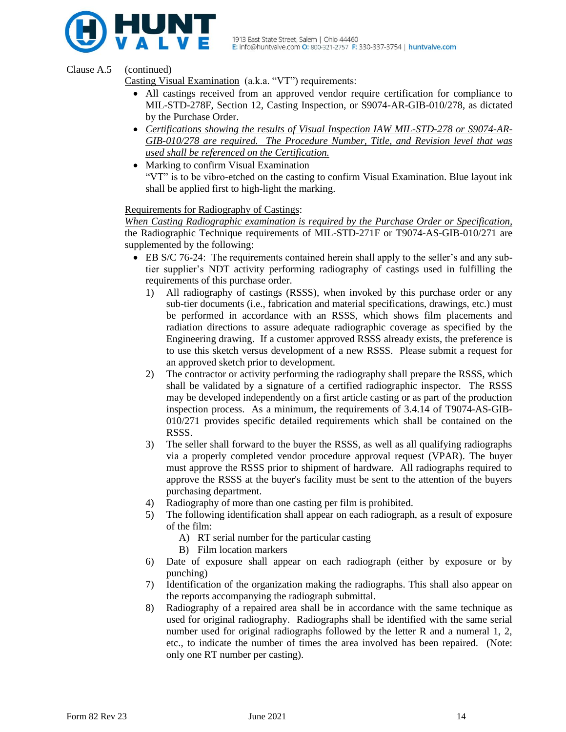Clause A.5 (continued)

Casting Visual Examination (a.k.a. "VT") requirements:

- All castings received from an approved vendor require certification for compliance to MIL-STD-278F, Section 12, Casting Inspection, or S9074-AR-GIB-010/278, as dictated by the Purchase Order.
- *Certifications showing the results of Visual Inspection IAW MIL-STD-278 or S9074-AR-GIB-010/278 are required. The Procedure Number, Title, and Revision level that was used shall be referenced on the Certification.*
- Marking to confirm Visual Examination
  "VT" is to be vibro-etched on the casting to confirm Visual Examination. Blue layout ink shall be applied first to high-light the marking.

Requirements for Radiography of Castings:

*When Casting Radiographic examination is required by the Purchase Order or Specification,* the Radiographic Technique requirements of MIL-STD-271F or T9074-AS-GIB-010/271 are supplemented by the following:

- EB S/C 76-24: The requirements contained herein shall apply to the seller's and any sub-tier supplier's NDT activity performing radiography of castings used in fulfilling the requirements of this purchase order.
  1) All radiography of castings (RSSS), when invoked by this purchase order or any sub-tier documents (i.e., fabrication and material specifications, drawings, etc.) must be performed in accordance with an RSSS, which shows film placements and radiation directions to assure adequate radiographic coverage as specified by the Engineering drawing. If a customer approved RSSS already exists, the preference is to use this sketch versus development of a new RSSS. Please submit a request for an approved sketch prior to development.
  2) The contractor or activity performing the radiography shall prepare the RSSS, which shall be validated by a signature of a certified radiographic inspector. The RSSS may be developed independently on a first article casting or as part of the production inspection process. As a minimum, the requirements of 3.4.14 of T9074-AS-GIB-010/271 provides specific detailed requirements which shall be contained on the RSSS.
  3) The seller shall forward to the buyer the RSSS, as well as all qualifying radiographs via a properly completed vendor procedure approval request (VPAR). The buyer must approve the RSSS prior to shipment of hardware. All radiographs required to approve the RSSS at the buyer's facility must be sent to the attention of the buyers purchasing department.
  4) Radiography of more than one casting per film is prohibited.
  5) The following identification shall appear on each radiograph, as a result of exposure of the film:
     A) RT serial number for the particular casting
     B) Film location markers
  6) Date of exposure shall appear on each radiograph (either by exposure or by punching)
  7) Identification of the organization making the radiographs. This shall also appear on the reports accompanying the radiograph submittal.
  8) Radiography of a repaired area shall be in accordance with the same technique as used for original radiography. Radiographs shall be identified with the same serial number used for original radiographs followed by the letter R and a numeral 1, 2, etc., to indicate the number of times the area involved has been repaired. (Note: only one RT number per casting).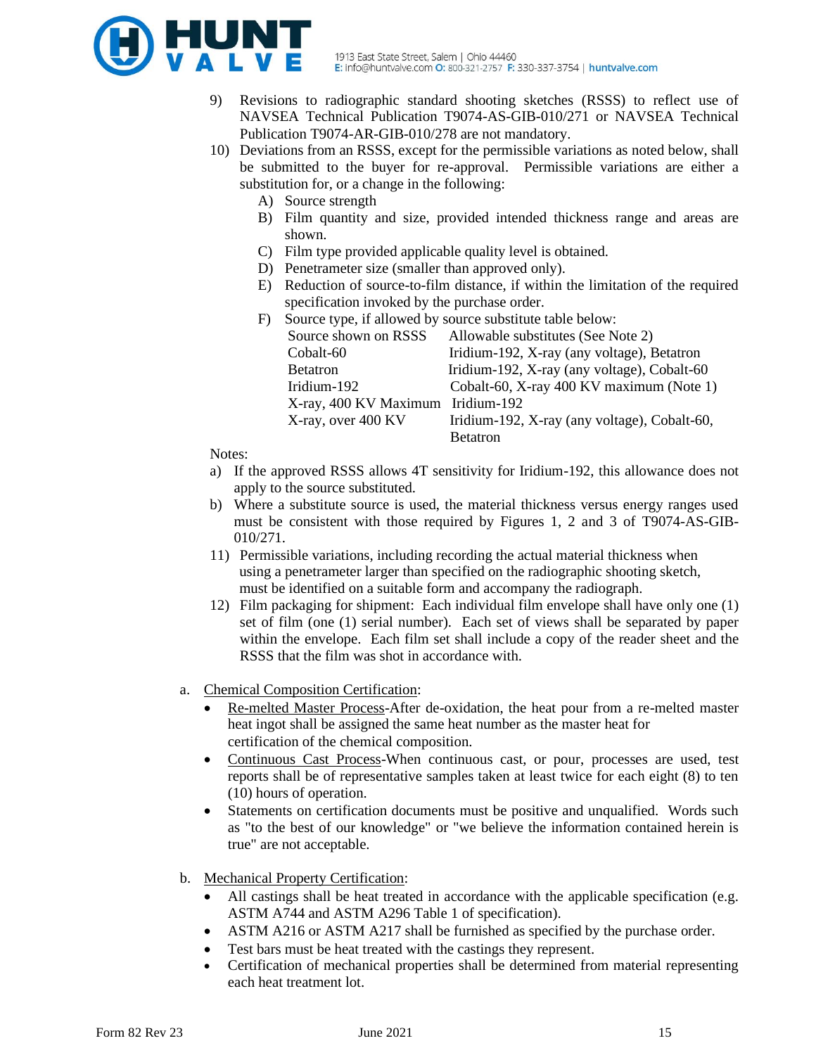9) Revisions to radiographic standard shooting sketches (RSSS) to reflect use of NAVSEA Technical Publication T9074-AS-GIB-010/271 or NAVSEA Technical Publication T9074-AR-GIB-010/278 are not mandatory.

10) Deviations from an RSSS, except for the permissible variations as noted below, shall be submitted to the buyer for re-approval. Permissible variations are either a substitution for, or a change in the following:
    - A) Source strength
    - B) Film quantity and size, provided intended thickness range and areas are shown.
    - C) Film type provided applicable quality level is obtained.
    - D) Penetrameter size (smaller than approved only).
    - E) Reduction of source-to-film distance, if within the limitation of the required specification invoked by the purchase order.
    - F) Source type, if allowed by source substitute table below:

| Source shown on RSSS | Allowable substitutes (See Note 2) |
|---|---|
| Cobalt-60 | Iridium-192, X-ray (any voltage), Betatron |
| Betatron | Iridium-192, X-ray (any voltage), Cobalt-60 |
| Iridium-192 | Cobalt-60, X-ray 400 KV maximum (Note 1) |
| X-ray, 400 KV Maximum | Iridium-192 |
| X-ray, over 400 KV | Iridium-192, X-ray (any voltage), Cobalt-60, Betatron |

Notes:

a) If the approved RSSS allows 4T sensitivity for Iridium-192, this allowance does not apply to the source substituted.

b) Where a substitute source is used, the material thickness versus energy ranges used must be consistent with those required by Figures 1, 2 and 3 of T9074-AS-GIB-010/271.

11) Permissible variations, including recording the actual material thickness when using a penetrameter larger than specified on the radiographic shooting sketch, must be identified on a suitable form and accompany the radiograph.

12) Film packaging for shipment: Each individual film envelope shall have only one (1) set of film (one (1) serial number). Each set of views shall be separated by paper within the envelope. Each film set shall include a copy of the reader sheet and the RSSS that the film was shot in accordance with.

a. <u>Chemical Composition Certification</u>:
- <u>Re-melted Master Process</u>-After de-oxidation, the heat pour from a re-melted master heat ingot shall be assigned the same heat number as the master heat for certification of the chemical composition.
- <u>Continuous Cast Process</u>-When continuous cast, or pour, processes are used, test reports shall be of representative samples taken at least twice for each eight (8) to ten (10) hours of operation.
- Statements on certification documents must be positive and unqualified. Words such as "to the best of our knowledge" or "we believe the information contained herein is true" are not acceptable.

b. <u>Mechanical Property Certification</u>:
- All castings shall be heat treated in accordance with the applicable specification (e.g. ASTM A744 and ASTM A296 Table 1 of specification).
- ASTM A216 or ASTM A217 shall be furnished as specified by the purchase order.
- Test bars must be heat treated with the castings they represent.
- Certification of mechanical properties shall be determined from material representing each heat treatment lot.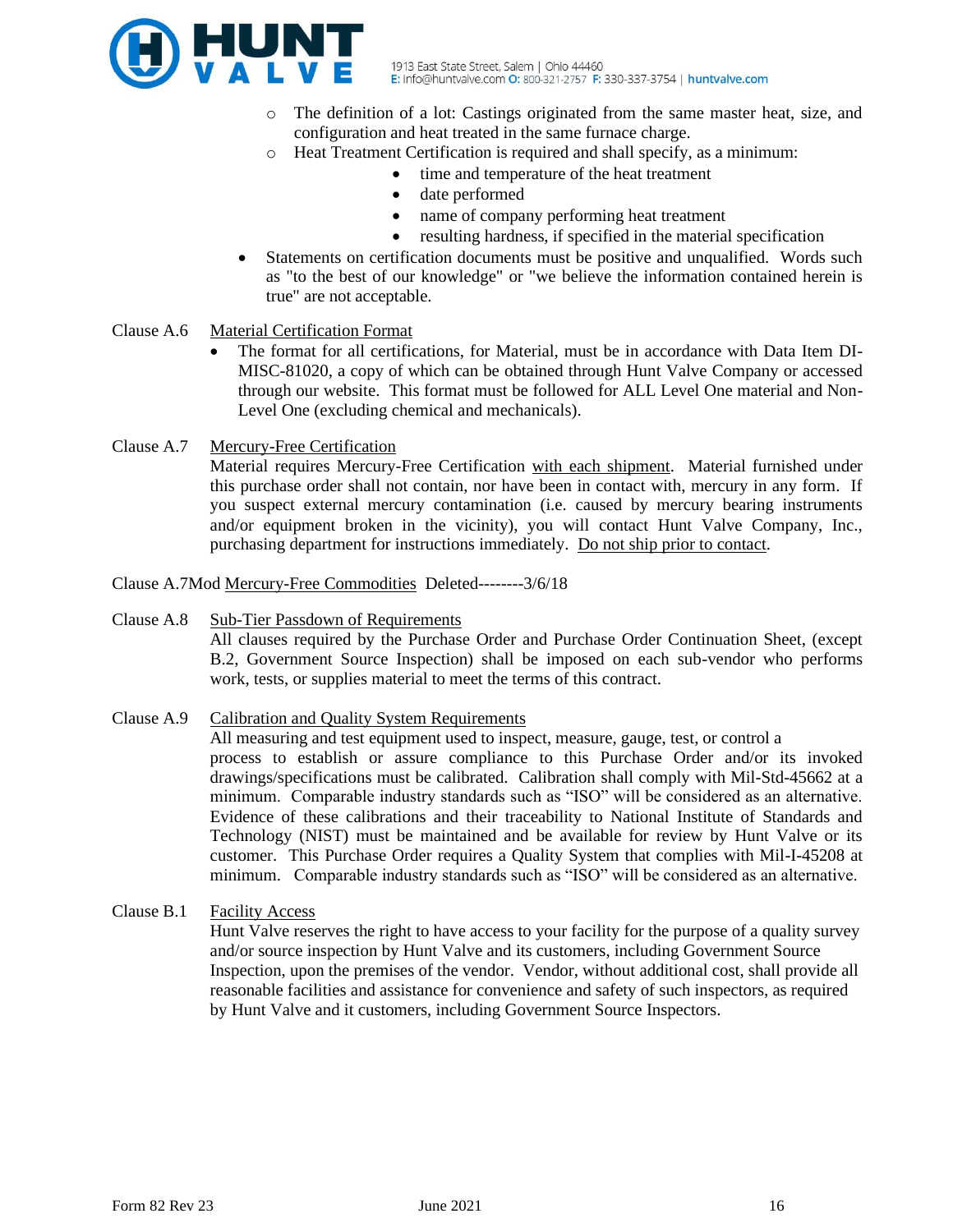- The definition of a lot: Castings originated from the same master heat, size, and configuration and heat treated in the same furnace charge.
  - Heat Treatment Certification is required and shall specify, as a minimum:
    - time and temperature of the heat treatment
    - date performed
    - name of company performing heat treatment
    - resulting hardness, if specified in the material specification
- Statements on certification documents must be positive and unqualified. Words such as "to the best of our knowledge" or "we believe the information contained herein is true" are not acceptable.

Clause A.6 Material Certification Format

- The format for all certifications, for Material, must be in accordance with Data Item DI-MISC-81020, a copy of which can be obtained through Hunt Valve Company or accessed through our website. This format must be followed for ALL Level One material and Non-Level One (excluding chemical and mechanicals).

Clause A.7 Mercury-Free Certification

Material requires Mercury-Free Certification with each shipment. Material furnished under this purchase order shall not contain, nor have been in contact with, mercury in any form. If you suspect external mercury contamination (i.e. caused by mercury bearing instruments and/or equipment broken in the vicinity), you will contact Hunt Valve Company, Inc., purchasing department for instructions immediately. Do not ship prior to contact.

Clause A.7Mod Mercury-Free Commodities Deleted--------3/6/18

Clause A.8 Sub-Tier Passdown of Requirements

All clauses required by the Purchase Order and Purchase Order Continuation Sheet, (except B.2, Government Source Inspection) shall be imposed on each sub-vendor who performs work, tests, or supplies material to meet the terms of this contract.

Clause A.9 Calibration and Quality System Requirements

All measuring and test equipment used to inspect, measure, gauge, test, or control a process to establish or assure compliance to this Purchase Order and/or its invoked drawings/specifications must be calibrated. Calibration shall comply with Mil-Std-45662 at a minimum. Comparable industry standards such as "ISO" will be considered as an alternative. Evidence of these calibrations and their traceability to National Institute of Standards and Technology (NIST) must be maintained and be available for review by Hunt Valve or its customer. This Purchase Order requires a Quality System that complies with Mil-I-45208 at minimum. Comparable industry standards such as "ISO" will be considered as an alternative.

Clause B.1 Facility Access

Hunt Valve reserves the right to have access to your facility for the purpose of a quality survey and/or source inspection by Hunt Valve and its customers, including Government Source Inspection, upon the premises of the vendor. Vendor, without additional cost, shall provide all reasonable facilities and assistance for convenience and safety of such inspectors, as required by Hunt Valve and it customers, including Government Source Inspectors.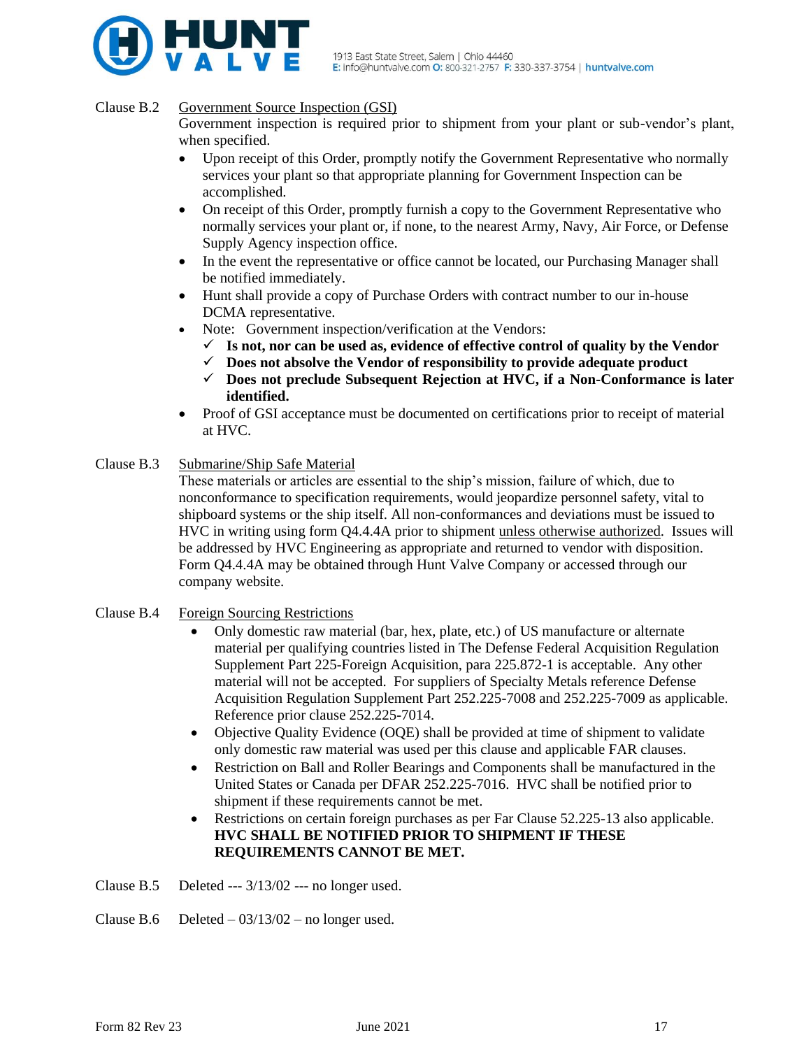Clause B.2 Government Source Inspection (GSI)

Government inspection is required prior to shipment from your plant or sub-vendor's plant, when specified.

- Upon receipt of this Order, promptly notify the Government Representative who normally services your plant so that appropriate planning for Government Inspection can be accomplished.
- On receipt of this Order, promptly furnish a copy to the Government Representative who normally services your plant or, if none, to the nearest Army, Navy, Air Force, or Defense Supply Agency inspection office.
- In the event the representative or office cannot be located, our Purchasing Manager shall be notified immediately.
- Hunt shall provide a copy of Purchase Orders with contract number to our in-house DCMA representative.
- Note: Government inspection/verification at the Vendors:
  - ✓ **Is not, nor can be used as, evidence of effective control of quality by the Vendor**
  - ✓ **Does not absolve the Vendor of responsibility to provide adequate product**
  - ✓ **Does not preclude Subsequent Rejection at HVC, if a Non-Conformance is later identified.**
- Proof of GSI acceptance must be documented on certifications prior to receipt of material at HVC.

Clause B.3 Submarine/Ship Safe Material

These materials or articles are essential to the ship's mission, failure of which, due to nonconformance to specification requirements, would jeopardize personnel safety, vital to shipboard systems or the ship itself. All non-conformances and deviations must be issued to HVC in writing using form Q4.4.4A prior to shipment unless otherwise authorized. Issues will be addressed by HVC Engineering as appropriate and returned to vendor with disposition. Form Q4.4.4A may be obtained through Hunt Valve Company or accessed through our company website.

Clause B.4 Foreign Sourcing Restrictions

- Only domestic raw material (bar, hex, plate, etc.) of US manufacture or alternate material per qualifying countries listed in The Defense Federal Acquisition Regulation Supplement Part 225-Foreign Acquisition, para 225.872-1 is acceptable. Any other material will not be accepted. For suppliers of Specialty Metals reference Defense Acquisition Regulation Supplement Part 252.225-7008 and 252.225-7009 as applicable. Reference prior clause 252.225-7014.
- Objective Quality Evidence (OQE) shall be provided at time of shipment to validate only domestic raw material was used per this clause and applicable FAR clauses.
- Restriction on Ball and Roller Bearings and Components shall be manufactured in the United States or Canada per DFAR 252.225-7016. HVC shall be notified prior to shipment if these requirements cannot be met.
- Restrictions on certain foreign purchases as per Far Clause 52.225-13 also applicable. **HVC SHALL BE NOTIFIED PRIOR TO SHIPMENT IF THESE REQUIREMENTS CANNOT BE MET.**

Clause B.5 Deleted --- 3/13/02 --- no longer used.

Clause B.6 Deleted – 03/13/02 – no longer used.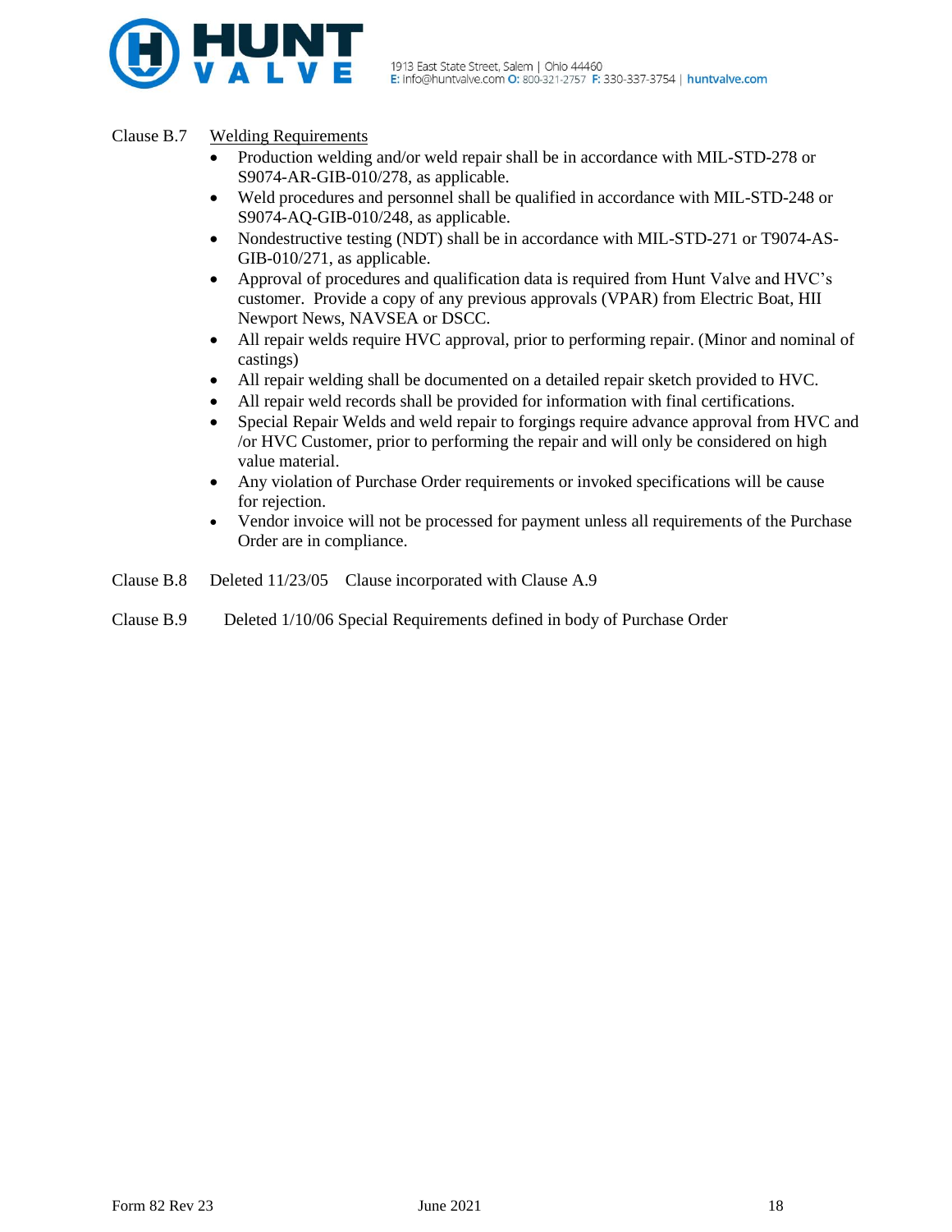Clause B.7 <u>Welding Requirements</u>

- Production welding and/or weld repair shall be in accordance with MIL-STD-278 or S9074-AR-GIB-010/278, as applicable.
- Weld procedures and personnel shall be qualified in accordance with MIL-STD-248 or S9074-AQ-GIB-010/248, as applicable.
- Nondestructive testing (NDT) shall be in accordance with MIL-STD-271 or T9074-AS-GIB-010/271, as applicable.
- Approval of procedures and qualification data is required from Hunt Valve and HVC's customer. Provide a copy of any previous approvals (VPAR) from Electric Boat, HII Newport News, NAVSEA or DSCC.
- All repair welds require HVC approval, prior to performing repair. (Minor and nominal of castings)
- All repair welding shall be documented on a detailed repair sketch provided to HVC.
- All repair weld records shall be provided for information with final certifications.
- Special Repair Welds and weld repair to forgings require advance approval from HVC and /or HVC Customer, prior to performing the repair and will only be considered on high value material.
- Any violation of Purchase Order requirements or invoked specifications will be cause for rejection.
- Vendor invoice will not be processed for payment unless all requirements of the Purchase Order are in compliance.

Clause B.8 Deleted 11/23/05 Clause incorporated with Clause A.9

Clause B.9 Deleted 1/10/06 Special Requirements defined in body of Purchase Order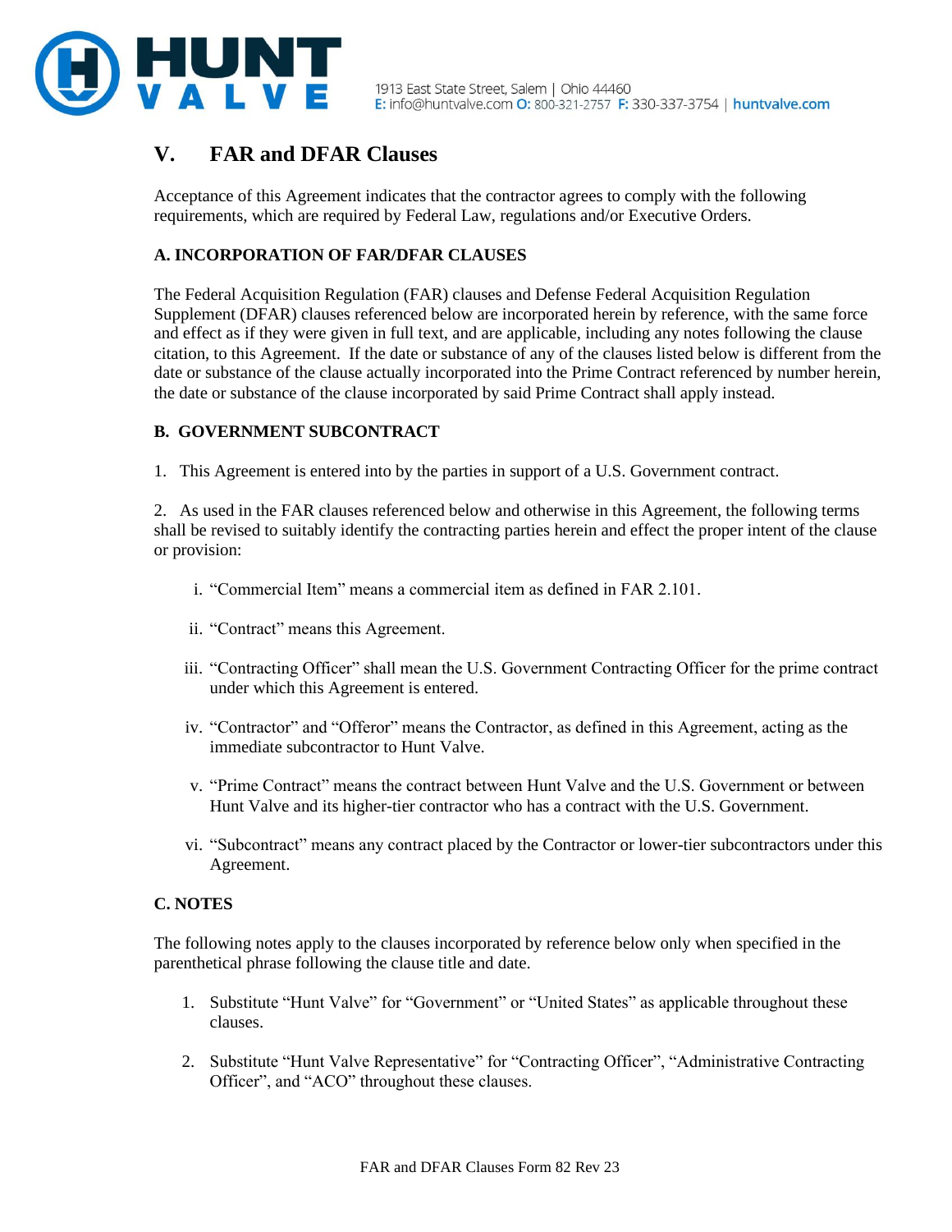## V. FAR and DFAR Clauses

Acceptance of this Agreement indicates that the contractor agrees to comply with the following requirements, which are required by Federal Law, regulations and/or Executive Orders.

### A. INCORPORATION OF FAR/DFAR CLAUSES

The Federal Acquisition Regulation (FAR) clauses and Defense Federal Acquisition Regulation Supplement (DFAR) clauses referenced below are incorporated herein by reference, with the same force and effect as if they were given in full text, and are applicable, including any notes following the clause citation, to this Agreement. If the date or substance of any of the clauses listed below is different from the date or substance of the clause actually incorporated into the Prime Contract referenced by number herein, the date or substance of the clause incorporated by said Prime Contract shall apply instead.

### B. GOVERNMENT SUBCONTRACT

1. This Agreement is entered into by the parties in support of a U.S. Government contract.

2. As used in the FAR clauses referenced below and otherwise in this Agreement, the following terms shall be revised to suitably identify the contracting parties herein and effect the proper intent of the clause or provision:

   i. "Commercial Item" means a commercial item as defined in FAR 2.101.

   ii. "Contract" means this Agreement.

   iii. "Contracting Officer" shall mean the U.S. Government Contracting Officer for the prime contract under which this Agreement is entered.

   iv. "Contractor" and "Offeror" means the Contractor, as defined in this Agreement, acting as the immediate subcontractor to Hunt Valve.

   v. "Prime Contract" means the contract between Hunt Valve and the U.S. Government or between Hunt Valve and its higher-tier contractor who has a contract with the U.S. Government.

   vi. "Subcontract" means any contract placed by the Contractor or lower-tier subcontractors under this Agreement.

### C. NOTES

The following notes apply to the clauses incorporated by reference below only when specified in the parenthetical phrase following the clause title and date.

1. Substitute "Hunt Valve" for "Government" or "United States" as applicable throughout these clauses.

2. Substitute "Hunt Valve Representative" for "Contracting Officer", "Administrative Contracting Officer", and "ACO" throughout these clauses.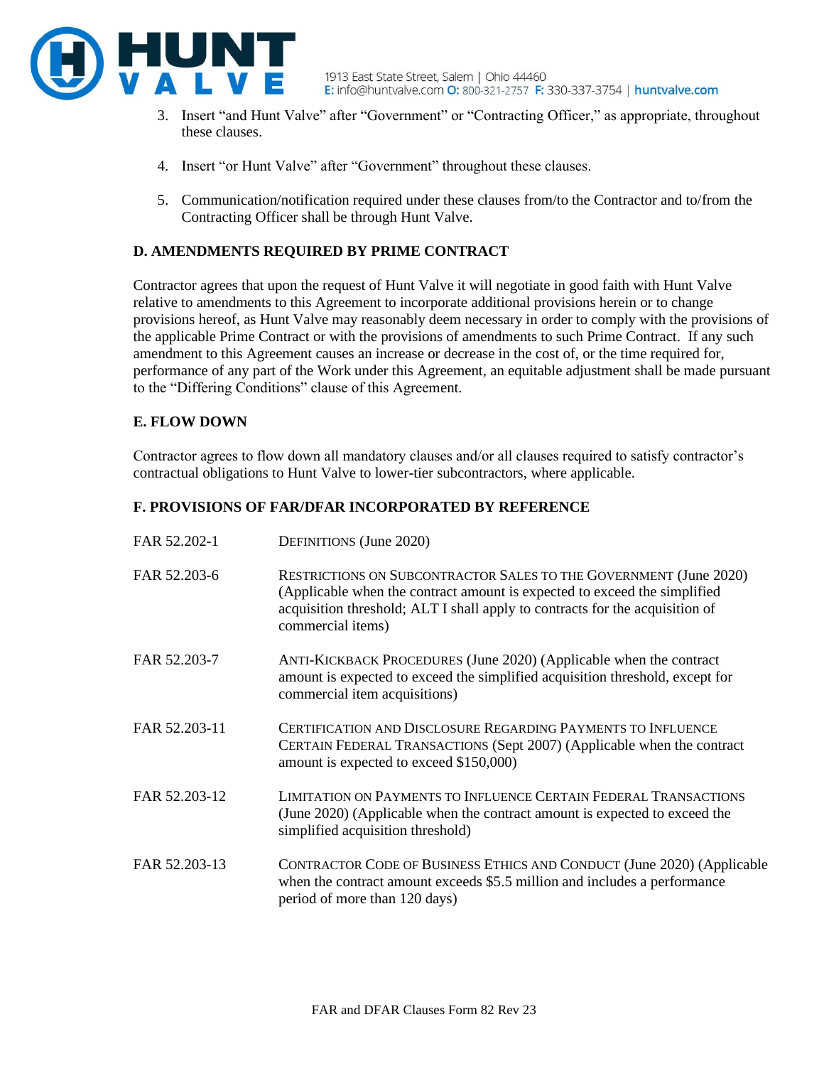3. Insert "and Hunt Valve" after "Government" or "Contracting Officer," as appropriate, throughout these clauses.

4. Insert "or Hunt Valve" after "Government" throughout these clauses.

5. Communication/notification required under these clauses from/to the Contractor and to/from the Contracting Officer shall be through Hunt Valve.

### D. AMENDMENTS REQUIRED BY PRIME CONTRACT

Contractor agrees that upon the request of Hunt Valve it will negotiate in good faith with Hunt Valve relative to amendments to this Agreement to incorporate additional provisions herein or to change provisions hereof, as Hunt Valve may reasonably deem necessary in order to comply with the provisions of the applicable Prime Contract or with the provisions of amendments to such Prime Contract. If any such amendment to this Agreement causes an increase or decrease in the cost of, or the time required for, performance of any part of the Work under this Agreement, an equitable adjustment shall be made pursuant to the "Differing Conditions" clause of this Agreement.

### E. FLOW DOWN

Contractor agrees to flow down all mandatory clauses and/or all clauses required to satisfy contractor's contractual obligations to Hunt Valve to lower-tier subcontractors, where applicable.

### F. PROVISIONS OF FAR/DFAR INCORPORATED BY REFERENCE

| | |
|---|---|
| FAR 52.202-1 | DEFINITIONS (June 2020) |
| FAR 52.203-6 | RESTRICTIONS ON SUBCONTRACTOR SALES TO THE GOVERNMENT (June 2020) (Applicable when the contract amount is expected to exceed the simplified acquisition threshold; ALT I shall apply to contracts for the acquisition of commercial items) |
| FAR 52.203-7 | ANTI-KICKBACK PROCEDURES (June 2020) (Applicable when the contract amount is expected to exceed the simplified acquisition threshold, except for commercial item acquisitions) |
| FAR 52.203-11 | CERTIFICATION AND DISCLOSURE REGARDING PAYMENTS TO INFLUENCE CERTAIN FEDERAL TRANSACTIONS (Sept 2007) (Applicable when the contract amount is expected to exceed $150,000) |
| FAR 52.203-12 | LIMITATION ON PAYMENTS TO INFLUENCE CERTAIN FEDERAL TRANSACTIONS (June 2020) (Applicable when the contract amount is expected to exceed the simplified acquisition threshold) |
| FAR 52.203-13 | CONTRACTOR CODE OF BUSINESS ETHICS AND CONDUCT (June 2020) (Applicable when the contract amount exceeds $5.5 million and includes a performance period of more than 120 days) |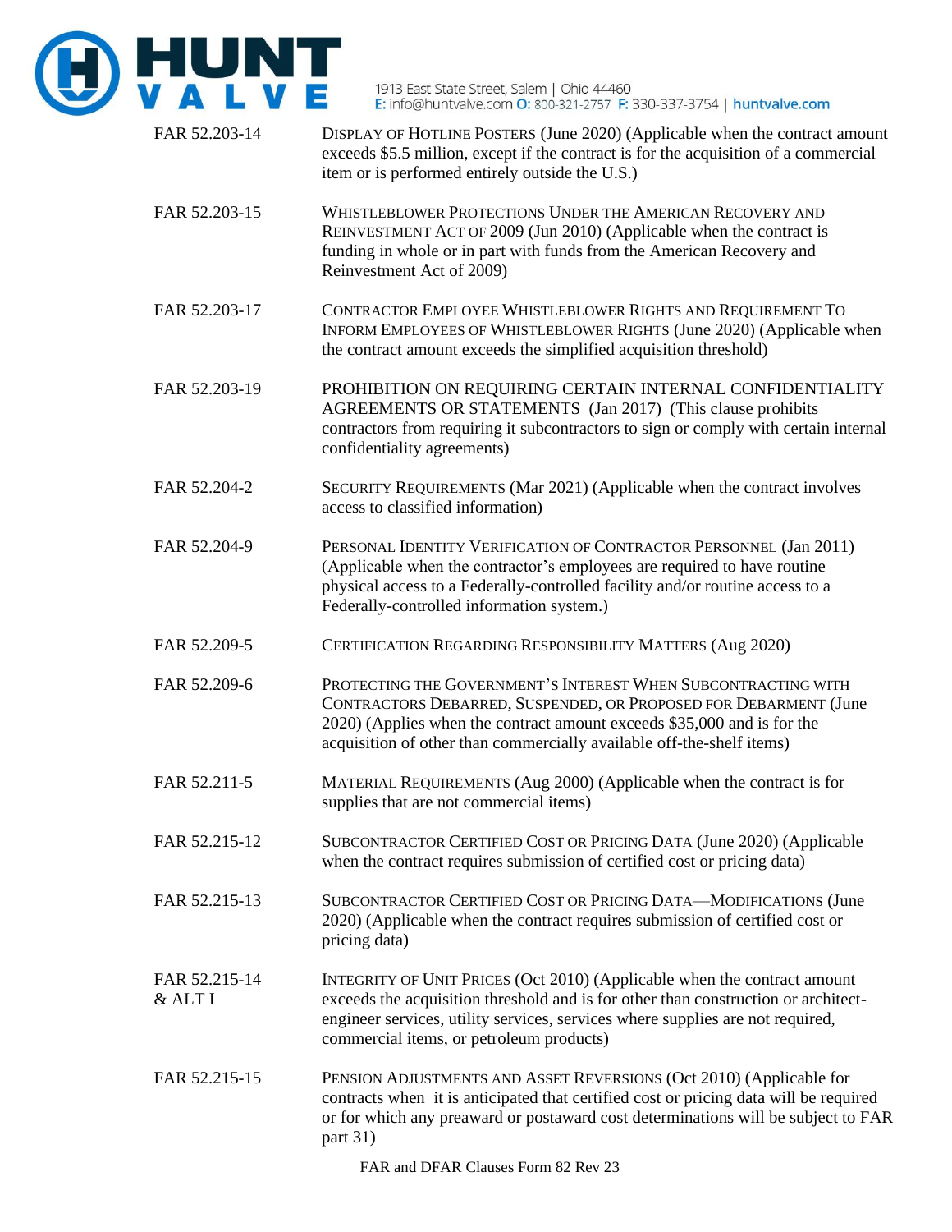| | |
|---|---|
| FAR 52.203-14 | DISPLAY OF HOTLINE POSTERS (June 2020) (Applicable when the contract amount exceeds $5.5 million, except if the contract is for the acquisition of a commercial item or is performed entirely outside the U.S.) |
| FAR 52.203-15 | WHISTLEBLOWER PROTECTIONS UNDER THE AMERICAN RECOVERY AND REINVESTMENT ACT OF 2009 (Jun 2010) (Applicable when the contract is funding in whole or in part with funds from the American Recovery and Reinvestment Act of 2009) |
| FAR 52.203-17 | CONTRACTOR EMPLOYEE WHISTLEBLOWER RIGHTS AND REQUIREMENT TO INFORM EMPLOYEES OF WHISTLEBLOWER RIGHTS (June 2020) (Applicable when the contract amount exceeds the simplified acquisition threshold) |
| FAR 52.203-19 | PROHIBITION ON REQUIRING CERTAIN INTERNAL CONFIDENTIALITY AGREEMENTS OR STATEMENTS (Jan 2017) (This clause prohibits contractors from requiring it subcontractors to sign or comply with certain internal confidentiality agreements) |
| FAR 52.204-2 | SECURITY REQUIREMENTS (Mar 2021) (Applicable when the contract involves access to classified information) |
| FAR 52.204-9 | PERSONAL IDENTITY VERIFICATION OF CONTRACTOR PERSONNEL (Jan 2011) (Applicable when the contractor's employees are required to have routine physical access to a Federally-controlled facility and/or routine access to a Federally-controlled information system.) |
| FAR 52.209-5 | CERTIFICATION REGARDING RESPONSIBILITY MATTERS (Aug 2020) |
| FAR 52.209-6 | PROTECTING THE GOVERNMENT'S INTEREST WHEN SUBCONTRACTING WITH CONTRACTORS DEBARRED, SUSPENDED, OR PROPOSED FOR DEBARMENT (June 2020) (Applies when the contract amount exceeds $35,000 and is for the acquisition of other than commercially available off-the-shelf items) |
| FAR 52.211-5 | MATERIAL REQUIREMENTS (Aug 2000) (Applicable when the contract is for supplies that are not commercial items) |
| FAR 52.215-12 | SUBCONTRACTOR CERTIFIED COST OR PRICING DATA (June 2020) (Applicable when the contract requires submission of certified cost or pricing data) |
| FAR 52.215-13 | SUBCONTRACTOR CERTIFIED COST OR PRICING DATA—MODIFICATIONS (June 2020) (Applicable when the contract requires submission of certified cost or pricing data) |
| FAR 52.215-14 & ALT I | INTEGRITY OF UNIT PRICES (Oct 2010) (Applicable when the contract amount exceeds the acquisition threshold and is for other than construction or architect-engineer services, utility services, services where supplies are not required, commercial items, or petroleum products) |
| FAR 52.215-15 | PENSION ADJUSTMENTS AND ASSET REVERSIONS (Oct 2010) (Applicable for contracts when it is anticipated that certified cost or pricing data will be required or for which any preaward or postaward cost determinations will be subject to FAR part 31) |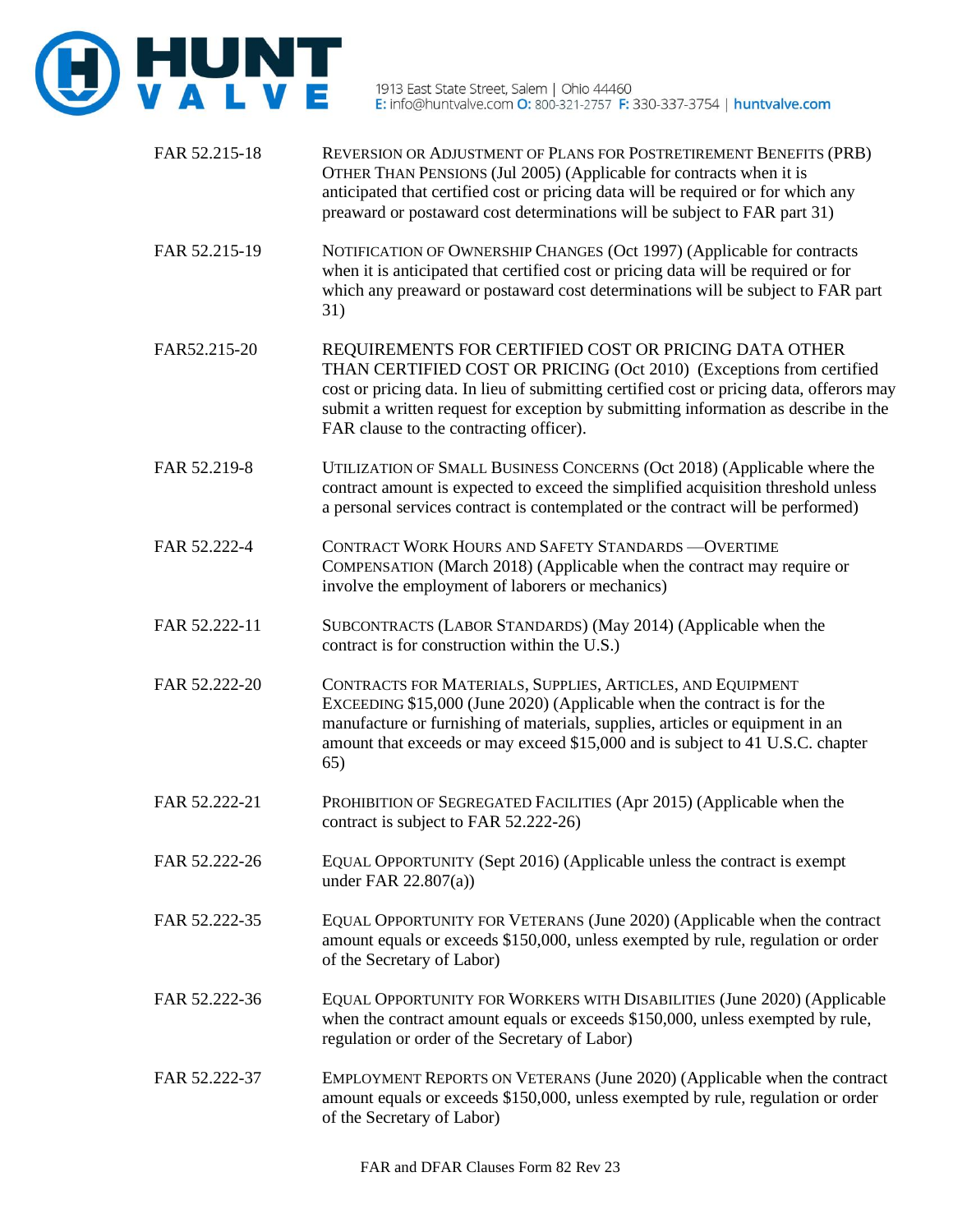| | |
|---|---|
| FAR 52.215-18 | REVERSION OR ADJUSTMENT OF PLANS FOR POSTRETIREMENT BENEFITS (PRB) OTHER THAN PENSIONS (Jul 2005) (Applicable for contracts when it is anticipated that certified cost or pricing data will be required or for which any preaward or postaward cost determinations will be subject to FAR part 31) |
| FAR 52.215-19 | NOTIFICATION OF OWNERSHIP CHANGES (Oct 1997) (Applicable for contracts when it is anticipated that certified cost or pricing data will be required or for which any preaward or postaward cost determinations will be subject to FAR part 31) |
| FAR52.215-20 | REQUIREMENTS FOR CERTIFIED COST OR PRICING DATA OTHER THAN CERTIFIED COST OR PRICING (Oct 2010) (Exceptions from certified cost or pricing data. In lieu of submitting certified cost or pricing data, offerors may submit a written request for exception by submitting information as describe in the FAR clause to the contracting officer). |
| FAR 52.219-8 | UTILIZATION OF SMALL BUSINESS CONCERNS (Oct 2018) (Applicable where the contract amount is expected to exceed the simplified acquisition threshold unless a personal services contract is contemplated or the contract will be performed) |
| FAR 52.222-4 | CONTRACT WORK HOURS AND SAFETY STANDARDS —OVERTIME COMPENSATION (March 2018) (Applicable when the contract may require or involve the employment of laborers or mechanics) |
| FAR 52.222-11 | SUBCONTRACTS (LABOR STANDARDS) (May 2014) (Applicable when the contract is for construction within the U.S.) |
| FAR 52.222-20 | CONTRACTS FOR MATERIALS, SUPPLIES, ARTICLES, AND EQUIPMENT EXCEEDING $15,000 (June 2020) (Applicable when the contract is for the manufacture or furnishing of materials, supplies, articles or equipment in an amount that exceeds or may exceed $15,000 and is subject to 41 U.S.C. chapter 65) |
| FAR 52.222-21 | PROHIBITION OF SEGREGATED FACILITIES (Apr 2015) (Applicable when the contract is subject to FAR 52.222-26) |
| FAR 52.222-26 | EQUAL OPPORTUNITY (Sept 2016) (Applicable unless the contract is exempt under FAR 22.807(a)) |
| FAR 52.222-35 | EQUAL OPPORTUNITY FOR VETERANS (June 2020) (Applicable when the contract amount equals or exceeds $150,000, unless exempted by rule, regulation or order of the Secretary of Labor) |
| FAR 52.222-36 | EQUAL OPPORTUNITY FOR WORKERS WITH DISABILITIES (June 2020) (Applicable when the contract amount equals or exceeds $150,000, unless exempted by rule, regulation or order of the Secretary of Labor) |
| FAR 52.222-37 | EMPLOYMENT REPORTS ON VETERANS (June 2020) (Applicable when the contract amount equals or exceeds $150,000, unless exempted by rule, regulation or order of the Secretary of Labor) |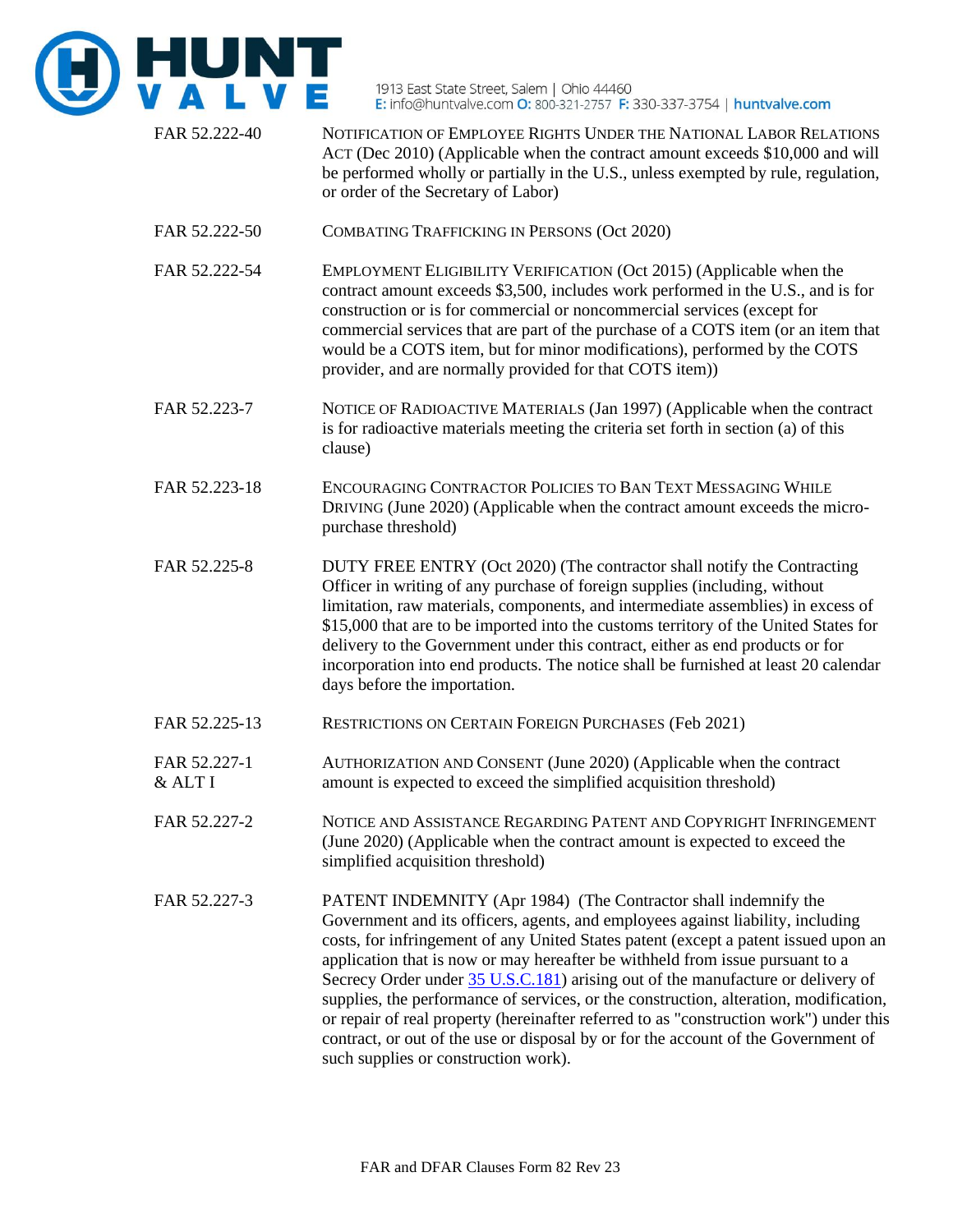| | |
|---|---|
| FAR 52.222-40 | NOTIFICATION OF EMPLOYEE RIGHTS UNDER THE NATIONAL LABOR RELATIONS ACT (Dec 2010) (Applicable when the contract amount exceeds $10,000 and will be performed wholly or partially in the U.S., unless exempted by rule, regulation, or order of the Secretary of Labor) |
| FAR 52.222-50 | COMBATING TRAFFICKING IN PERSONS (Oct 2020) |
| FAR 52.222-54 | EMPLOYMENT ELIGIBILITY VERIFICATION (Oct 2015) (Applicable when the contract amount exceeds $3,500, includes work performed in the U.S., and is for construction or is for commercial or noncommercial services (except for commercial services that are part of the purchase of a COTS item (or an item that would be a COTS item, but for minor modifications), performed by the COTS provider, and are normally provided for that COTS item)) |
| FAR 52.223-7 | NOTICE OF RADIOACTIVE MATERIALS (Jan 1997) (Applicable when the contract is for radioactive materials meeting the criteria set forth in section (a) of this clause) |
| FAR 52.223-18 | ENCOURAGING CONTRACTOR POLICIES TO BAN TEXT MESSAGING WHILE DRIVING (June 2020) (Applicable when the contract amount exceeds the micro-purchase threshold) |
| FAR 52.225-8 | DUTY FREE ENTRY (Oct 2020) (The contractor shall notify the Contracting Officer in writing of any purchase of foreign supplies (including, without limitation, raw materials, components, and intermediate assemblies) in excess of $15,000 that are to be imported into the customs territory of the United States for delivery to the Government under this contract, either as end products or for incorporation into end products. The notice shall be furnished at least 20 calendar days before the importation. |
| FAR 52.225-13 | RESTRICTIONS ON CERTAIN FOREIGN PURCHASES (Feb 2021) |
| FAR 52.227-1 & ALT I | AUTHORIZATION AND CONSENT (June 2020) (Applicable when the contract amount is expected to exceed the simplified acquisition threshold) |
| FAR 52.227-2 | NOTICE AND ASSISTANCE REGARDING PATENT AND COPYRIGHT INFRINGEMENT (June 2020) (Applicable when the contract amount is expected to exceed the simplified acquisition threshold) |
| FAR 52.227-3 | PATENT INDEMNITY (Apr 1984) (The Contractor shall indemnify the Government and its officers, agents, and employees against liability, including costs, for infringement of any United States patent (except a patent issued upon an application that is now or may hereafter be withheld from issue pursuant to a Secrecy Order under 35 U.S.C.181) arising out of the manufacture or delivery of supplies, the performance of services, or the construction, alteration, modification, or repair of real property (hereinafter referred to as "construction work") under this contract, or out of the use or disposal by or for the account of the Government of such supplies or construction work). |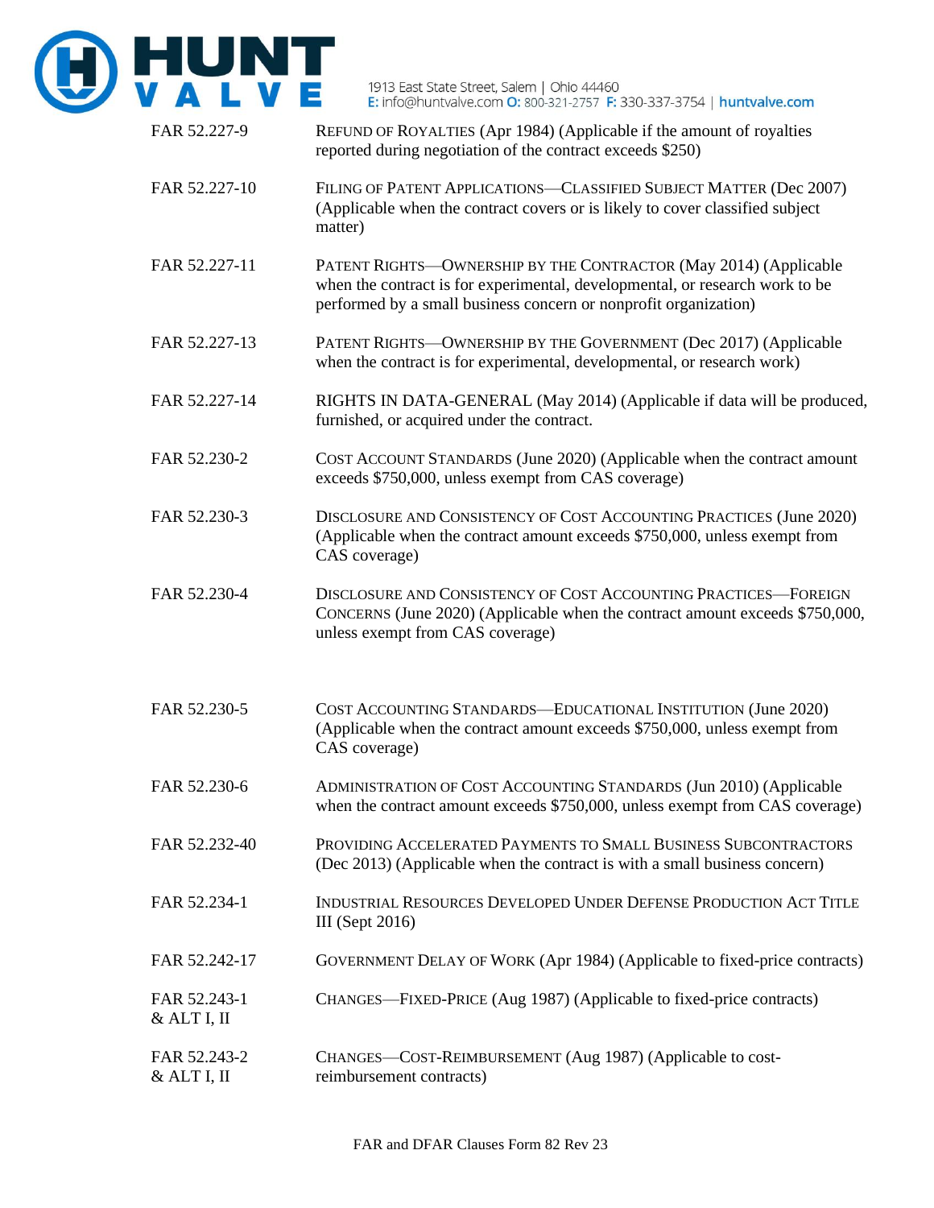| | |
|---|---|
| FAR 52.227-9 | REFUND OF ROYALTIES (Apr 1984) (Applicable if the amount of royalties reported during negotiation of the contract exceeds $250) |
| FAR 52.227-10 | FILING OF PATENT APPLICATIONS—CLASSIFIED SUBJECT MATTER (Dec 2007) (Applicable when the contract covers or is likely to cover classified subject matter) |
| FAR 52.227-11 | PATENT RIGHTS—OWNERSHIP BY THE CONTRACTOR (May 2014) (Applicable when the contract is for experimental, developmental, or research work to be performed by a small business concern or nonprofit organization) |
| FAR 52.227-13 | PATENT RIGHTS—OWNERSHIP BY THE GOVERNMENT (Dec 2017) (Applicable when the contract is for experimental, developmental, or research work) |
| FAR 52.227-14 | RIGHTS IN DATA-GENERAL (May 2014) (Applicable if data will be produced, furnished, or acquired under the contract. |
| FAR 52.230-2 | COST ACCOUNT STANDARDS (June 2020) (Applicable when the contract amount exceeds $750,000, unless exempt from CAS coverage) |
| FAR 52.230-3 | DISCLOSURE AND CONSISTENCY OF COST ACCOUNTING PRACTICES (June 2020) (Applicable when the contract amount exceeds $750,000, unless exempt from CAS coverage) |
| FAR 52.230-4 | DISCLOSURE AND CONSISTENCY OF COST ACCOUNTING PRACTICES—FOREIGN CONCERNS (June 2020) (Applicable when the contract amount exceeds $750,000, unless exempt from CAS coverage) |
| FAR 52.230-5 | COST ACCOUNTING STANDARDS—EDUCATIONAL INSTITUTION (June 2020) (Applicable when the contract amount exceeds $750,000, unless exempt from CAS coverage) |
| FAR 52.230-6 | ADMINISTRATION OF COST ACCOUNTING STANDARDS (Jun 2010) (Applicable when the contract amount exceeds $750,000, unless exempt from CAS coverage) |
| FAR 52.232-40 | PROVIDING ACCELERATED PAYMENTS TO SMALL BUSINESS SUBCONTRACTORS (Dec 2013) (Applicable when the contract is with a small business concern) |
| FAR 52.234-1 | INDUSTRIAL RESOURCES DEVELOPED UNDER DEFENSE PRODUCTION ACT TITLE III (Sept 2016) |
| FAR 52.242-17 | GOVERNMENT DELAY OF WORK (Apr 1984) (Applicable to fixed-price contracts) |
| FAR 52.243-1 & ALT I, II | CHANGES—FIXED-PRICE (Aug 1987) (Applicable to fixed-price contracts) |
| FAR 52.243-2 & ALT I, II | CHANGES—COST-REIMBURSEMENT (Aug 1987) (Applicable to cost-reimbursement contracts) |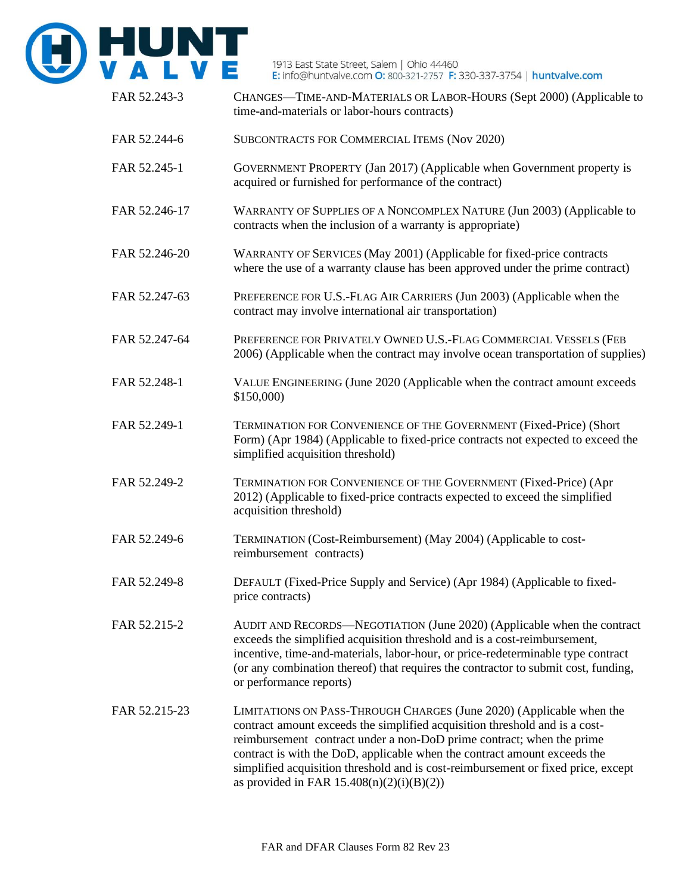| | |
|---|---|
| FAR 52.243-3 | CHANGES—TIME-AND-MATERIALS OR LABOR-HOURS (Sept 2000) (Applicable to time-and-materials or labor-hours contracts) |
| FAR 52.244-6 | SUBCONTRACTS FOR COMMERCIAL ITEMS (Nov 2020) |
| FAR 52.245-1 | GOVERNMENT PROPERTY (Jan 2017) (Applicable when Government property is acquired or furnished for performance of the contract) |
| FAR 52.246-17 | WARRANTY OF SUPPLIES OF A NONCOMPLEX NATURE (Jun 2003) (Applicable to contracts when the inclusion of a warranty is appropriate) |
| FAR 52.246-20 | WARRANTY OF SERVICES (May 2001) (Applicable for fixed-price contracts where the use of a warranty clause has been approved under the prime contract) |
| FAR 52.247-63 | PREFERENCE FOR U.S.-FLAG AIR CARRIERS (Jun 2003) (Applicable when the contract may involve international air transportation) |
| FAR 52.247-64 | PREFERENCE FOR PRIVATELY OWNED U.S.-FLAG COMMERCIAL VESSELS (FEB 2006) (Applicable when the contract may involve ocean transportation of supplies) |
| FAR 52.248-1 | VALUE ENGINEERING (June 2020 (Applicable when the contract amount exceeds $150,000) |
| FAR 52.249-1 | TERMINATION FOR CONVENIENCE OF THE GOVERNMENT (Fixed-Price) (Short Form) (Apr 1984) (Applicable to fixed-price contracts not expected to exceed the simplified acquisition threshold) |
| FAR 52.249-2 | TERMINATION FOR CONVENIENCE OF THE GOVERNMENT (Fixed-Price) (Apr 2012) (Applicable to fixed-price contracts expected to exceed the simplified acquisition threshold) |
| FAR 52.249-6 | TERMINATION (Cost-Reimbursement) (May 2004) (Applicable to cost-reimbursement contracts) |
| FAR 52.249-8 | DEFAULT (Fixed-Price Supply and Service) (Apr 1984) (Applicable to fixed-price contracts) |
| FAR 52.215-2 | AUDIT AND RECORDS—NEGOTIATION (June 2020) (Applicable when the contract exceeds the simplified acquisition threshold and is a cost-reimbursement, incentive, time-and-materials, labor-hour, or price-redeterminable type contract (or any combination thereof) that requires the contractor to submit cost, funding, or performance reports) |
| FAR 52.215-23 | LIMITATIONS ON PASS-THROUGH CHARGES (June 2020) (Applicable when the contract amount exceeds the simplified acquisition threshold and is a cost-reimbursement contract under a non-DoD prime contract; when the prime contract is with the DoD, applicable when the contract amount exceeds the simplified acquisition threshold and is cost-reimbursement or fixed price, except as provided in FAR 15.408(n)(2)(i)(B)(2)) |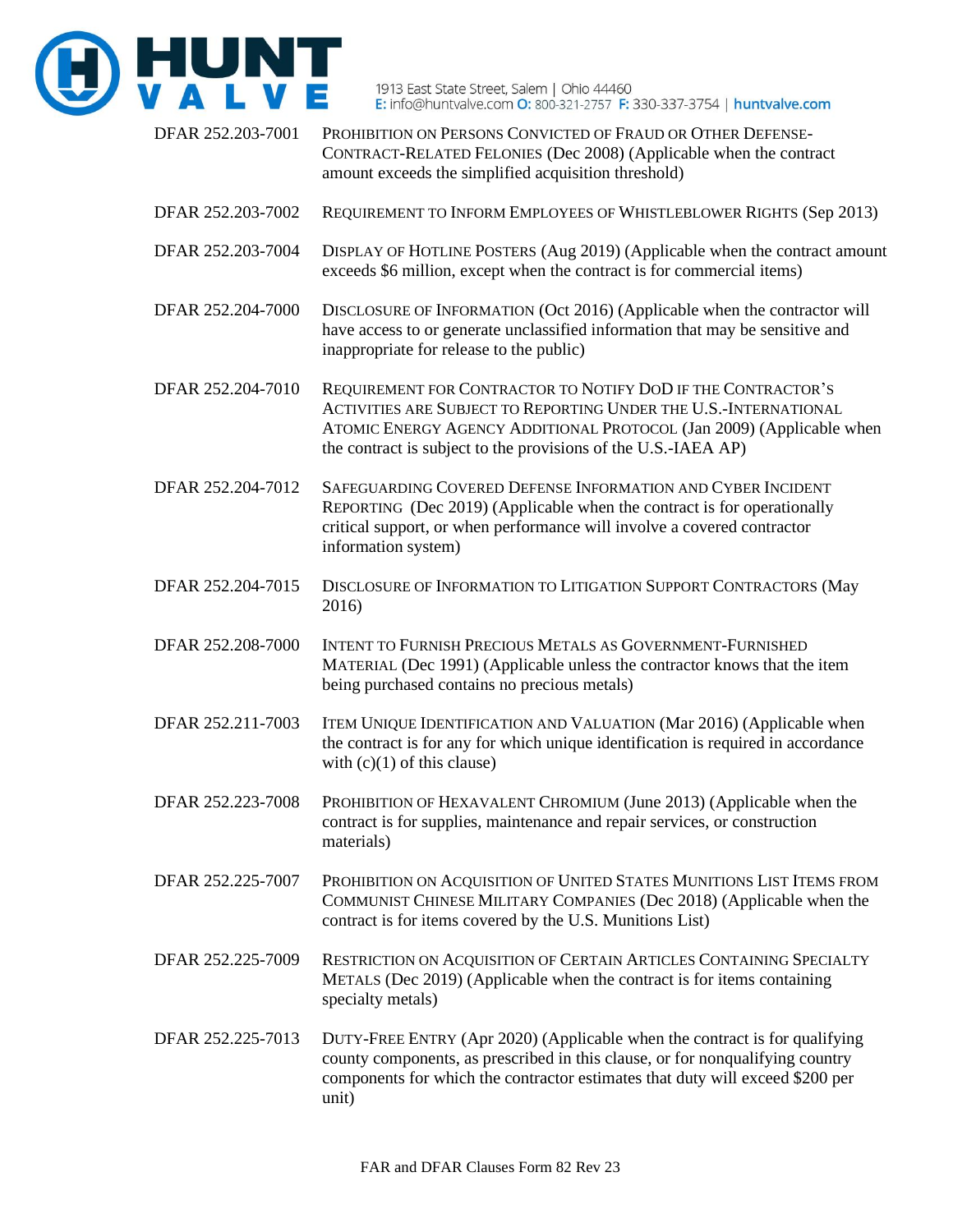| | |
|---|---|
| DFAR 252.203-7001 | PROHIBITION ON PERSONS CONVICTED OF FRAUD OR OTHER DEFENSE-CONTRACT-RELATED FELONIES (Dec 2008) (Applicable when the contract amount exceeds the simplified acquisition threshold) |
| DFAR 252.203-7002 | REQUIREMENT TO INFORM EMPLOYEES OF WHISTLEBLOWER RIGHTS (Sep 2013) |
| DFAR 252.203-7004 | DISPLAY OF HOTLINE POSTERS (Aug 2019) (Applicable when the contract amount exceeds $6 million, except when the contract is for commercial items) |
| DFAR 252.204-7000 | DISCLOSURE OF INFORMATION (Oct 2016) (Applicable when the contractor will have access to or generate unclassified information that may be sensitive and inappropriate for release to the public) |
| DFAR 252.204-7010 | REQUIREMENT FOR CONTRACTOR TO NOTIFY DOD IF THE CONTRACTOR'S ACTIVITIES ARE SUBJECT TO REPORTING UNDER THE U.S.-INTERNATIONAL ATOMIC ENERGY AGENCY ADDITIONAL PROTOCOL (Jan 2009) (Applicable when the contract is subject to the provisions of the U.S.-IAEA AP) |
| DFAR 252.204-7012 | SAFEGUARDING COVERED DEFENSE INFORMATION AND CYBER INCIDENT REPORTING (Dec 2019) (Applicable when the contract is for operationally critical support, or when performance will involve a covered contractor information system) |
| DFAR 252.204-7015 | DISCLOSURE OF INFORMATION TO LITIGATION SUPPORT CONTRACTORS (May 2016) |
| DFAR 252.208-7000 | INTENT TO FURNISH PRECIOUS METALS AS GOVERNMENT-FURNISHED MATERIAL (Dec 1991) (Applicable unless the contractor knows that the item being purchased contains no precious metals) |
| DFAR 252.211-7003 | ITEM UNIQUE IDENTIFICATION AND VALUATION (Mar 2016) (Applicable when the contract is for any for which unique identification is required in accordance with (c)(1) of this clause) |
| DFAR 252.223-7008 | PROHIBITION OF HEXAVALENT CHROMIUM (June 2013) (Applicable when the contract is for supplies, maintenance and repair services, or construction materials) |
| DFAR 252.225-7007 | PROHIBITION ON ACQUISITION OF UNITED STATES MUNITIONS LIST ITEMS FROM COMMUNIST CHINESE MILITARY COMPANIES (Dec 2018) (Applicable when the contract is for items covered by the U.S. Munitions List) |
| DFAR 252.225-7009 | RESTRICTION ON ACQUISITION OF CERTAIN ARTICLES CONTAINING SPECIALTY METALS (Dec 2019) (Applicable when the contract is for items containing specialty metals) |
| DFAR 252.225-7013 | DUTY-FREE ENTRY (Apr 2020) (Applicable when the contract is for qualifying county components, as prescribed in this clause, or for nonqualifying country components for which the contractor estimates that duty will exceed $200 per unit) |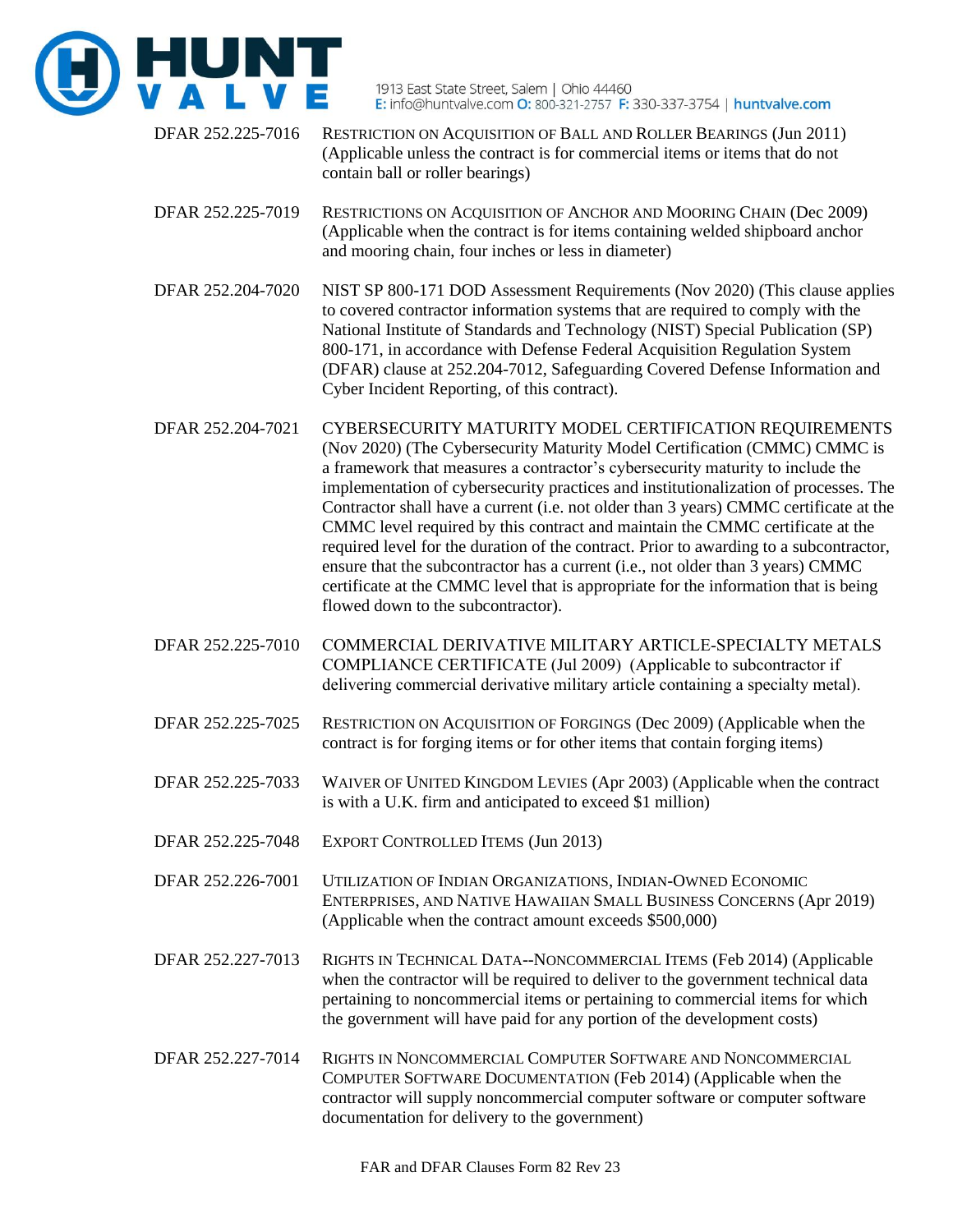| | |
|---|---|
| DFAR 252.225-7016 | RESTRICTION ON ACQUISITION OF BALL AND ROLLER BEARINGS (Jun 2011) (Applicable unless the contract is for commercial items or items that do not contain ball or roller bearings) |
| DFAR 252.225-7019 | RESTRICTIONS ON ACQUISITION OF ANCHOR AND MOORING CHAIN (Dec 2009) (Applicable when the contract is for items containing welded shipboard anchor and mooring chain, four inches or less in diameter) |
| DFAR 252.204-7020 | NIST SP 800-171 DOD Assessment Requirements (Nov 2020) (This clause applies to covered contractor information systems that are required to comply with the National Institute of Standards and Technology (NIST) Special Publication (SP) 800-171, in accordance with Defense Federal Acquisition Regulation System (DFAR) clause at 252.204-7012, Safeguarding Covered Defense Information and Cyber Incident Reporting, of this contract). |
| DFAR 252.204-7021 | CYBERSECURITY MATURITY MODEL CERTIFICATION REQUIREMENTS (Nov 2020) (The Cybersecurity Maturity Model Certification (CMMC) CMMC is a framework that measures a contractor's cybersecurity maturity to include the implementation of cybersecurity practices and institutionalization of processes. The Contractor shall have a current (i.e. not older than 3 years) CMMC certificate at the CMMC level required by this contract and maintain the CMMC certificate at the required level for the duration of the contract. Prior to awarding to a subcontractor, ensure that the subcontractor has a current (i.e., not older than 3 years) CMMC certificate at the CMMC level that is appropriate for the information that is being flowed down to the subcontractor). |
| DFAR 252.225-7010 | COMMERCIAL DERIVATIVE MILITARY ARTICLE-SPECIALTY METALS COMPLIANCE CERTIFICATE (Jul 2009) (Applicable to subcontractor if delivering commercial derivative military article containing a specialty metal). |
| DFAR 252.225-7025 | RESTRICTION ON ACQUISITION OF FORGINGS (Dec 2009) (Applicable when the contract is for forging items or for other items that contain forging items) |
| DFAR 252.225-7033 | WAIVER OF UNITED KINGDOM LEVIES (Apr 2003) (Applicable when the contract is with a U.K. firm and anticipated to exceed $1 million) |
| DFAR 252.225-7048 | EXPORT CONTROLLED ITEMS (Jun 2013) |
| DFAR 252.226-7001 | UTILIZATION OF INDIAN ORGANIZATIONS, INDIAN-OWNED ECONOMIC ENTERPRISES, AND NATIVE HAWAIIAN SMALL BUSINESS CONCERNS (Apr 2019) (Applicable when the contract amount exceeds $500,000) |
| DFAR 252.227-7013 | RIGHTS IN TECHNICAL DATA--NONCOMMERCIAL ITEMS (Feb 2014) (Applicable when the contractor will be required to deliver to the government technical data pertaining to noncommercial items or pertaining to commercial items for which the government will have paid for any portion of the development costs) |
| DFAR 252.227-7014 | RIGHTS IN NONCOMMERCIAL COMPUTER SOFTWARE AND NONCOMMERCIAL COMPUTER SOFTWARE DOCUMENTATION (Feb 2014) (Applicable when the contractor will supply noncommercial computer software or computer software documentation for delivery to the government) |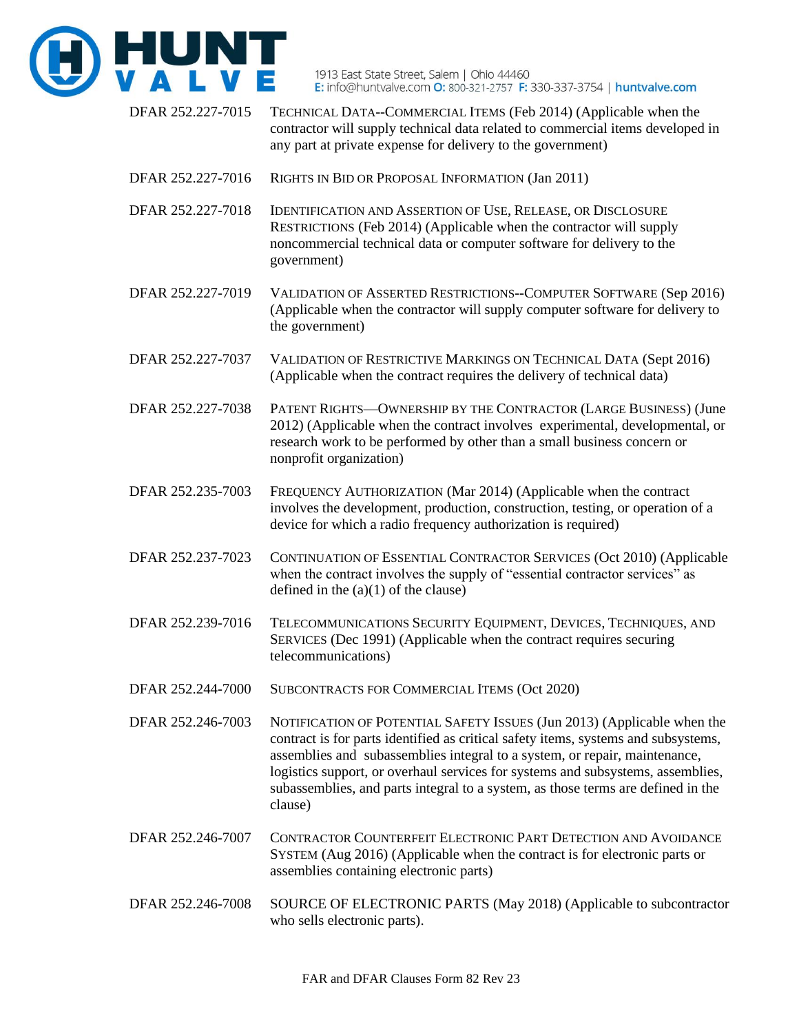| | |
|---|---|
| DFAR 252.227-7015 | TECHNICAL DATA--COMMERCIAL ITEMS (Feb 2014) (Applicable when the contractor will supply technical data related to commercial items developed in any part at private expense for delivery to the government) |
| DFAR 252.227-7016 | RIGHTS IN BID OR PROPOSAL INFORMATION (Jan 2011) |
| DFAR 252.227-7018 | IDENTIFICATION AND ASSERTION OF USE, RELEASE, OR DISCLOSURE RESTRICTIONS (Feb 2014) (Applicable when the contractor will supply noncommercial technical data or computer software for delivery to the government) |
| DFAR 252.227-7019 | VALIDATION OF ASSERTED RESTRICTIONS--COMPUTER SOFTWARE (Sep 2016) (Applicable when the contractor will supply computer software for delivery to the government) |
| DFAR 252.227-7037 | VALIDATION OF RESTRICTIVE MARKINGS ON TECHNICAL DATA (Sept 2016) (Applicable when the contract requires the delivery of technical data) |
| DFAR 252.227-7038 | PATENT RIGHTS—OWNERSHIP BY THE CONTRACTOR (LARGE BUSINESS) (June 2012) (Applicable when the contract involves experimental, developmental, or research work to be performed by other than a small business concern or nonprofit organization) |
| DFAR 252.235-7003 | FREQUENCY AUTHORIZATION (Mar 2014) (Applicable when the contract involves the development, production, construction, testing, or operation of a device for which a radio frequency authorization is required) |
| DFAR 252.237-7023 | CONTINUATION OF ESSENTIAL CONTRACTOR SERVICES (Oct 2010) (Applicable when the contract involves the supply of "essential contractor services" as defined in the (a)(1) of the clause) |
| DFAR 252.239-7016 | TELECOMMUNICATIONS SECURITY EQUIPMENT, DEVICES, TECHNIQUES, AND SERVICES (Dec 1991) (Applicable when the contract requires securing telecommunications) |
| DFAR 252.244-7000 | SUBCONTRACTS FOR COMMERCIAL ITEMS (Oct 2020) |
| DFAR 252.246-7003 | NOTIFICATION OF POTENTIAL SAFETY ISSUES (Jun 2013) (Applicable when the contract is for parts identified as critical safety items, systems and subsystems, assemblies and subassemblies integral to a system, or repair, maintenance, logistics support, or overhaul services for systems and subsystems, assemblies, subassemblies, and parts integral to a system, as those terms are defined in the clause) |
| DFAR 252.246-7007 | CONTRACTOR COUNTERFEIT ELECTRONIC PART DETECTION AND AVOIDANCE SYSTEM (Aug 2016) (Applicable when the contract is for electronic parts or assemblies containing electronic parts) |
| DFAR 252.246-7008 | SOURCE OF ELECTRONIC PARTS (May 2018) (Applicable to subcontractor who sells electronic parts). |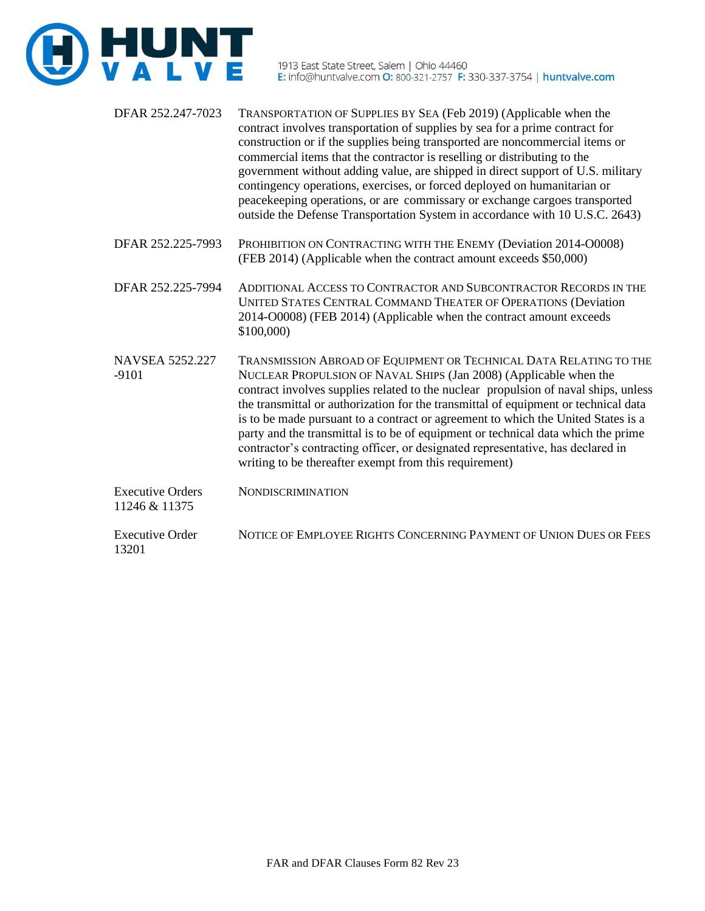| | |
|---|---|
| DFAR 252.247-7023 | TRANSPORTATION OF SUPPLIES BY SEA (Feb 2019) (Applicable when the contract involves transportation of supplies by sea for a prime contract for construction or if the supplies being transported are noncommercial items or commercial items that the contractor is reselling or distributing to the government without adding value, are shipped in direct support of U.S. military contingency operations, exercises, or forced deployed on humanitarian or peacekeeping operations, or are commissary or exchange cargoes transported outside the Defense Transportation System in accordance with 10 U.S.C. 2643) |
| DFAR 252.225-7993 | PROHIBITION ON CONTRACTING WITH THE ENEMY (Deviation 2014-O0008) (FEB 2014) (Applicable when the contract amount exceeds $50,000) |
| DFAR 252.225-7994 | ADDITIONAL ACCESS TO CONTRACTOR AND SUBCONTRACTOR RECORDS IN THE UNITED STATES CENTRAL COMMAND THEATER OF OPERATIONS (Deviation 2014-O0008) (FEB 2014) (Applicable when the contract amount exceeds $100,000) |
| NAVSEA 5252.227-9101 | TRANSMISSION ABROAD OF EQUIPMENT OR TECHNICAL DATA RELATING TO THE NUCLEAR PROPULSION OF NAVAL SHIPS (Jan 2008) (Applicable when the contract involves supplies related to the nuclear propulsion of naval ships, unless the transmittal or authorization for the transmittal of equipment or technical data is to be made pursuant to a contract or agreement to which the United States is a party and the transmittal is to be of equipment or technical data which the prime contractor's contracting officer, or designated representative, has declared in writing to be thereafter exempt from this requirement) |
| Executive Orders 11246 & 11375 | NONDISCRIMINATION |
| Executive Order 13201 | NOTICE OF EMPLOYEE RIGHTS CONCERNING PAYMENT OF UNION DUES OR FEES |

FAR and DFAR Clauses Form 82 Rev 23